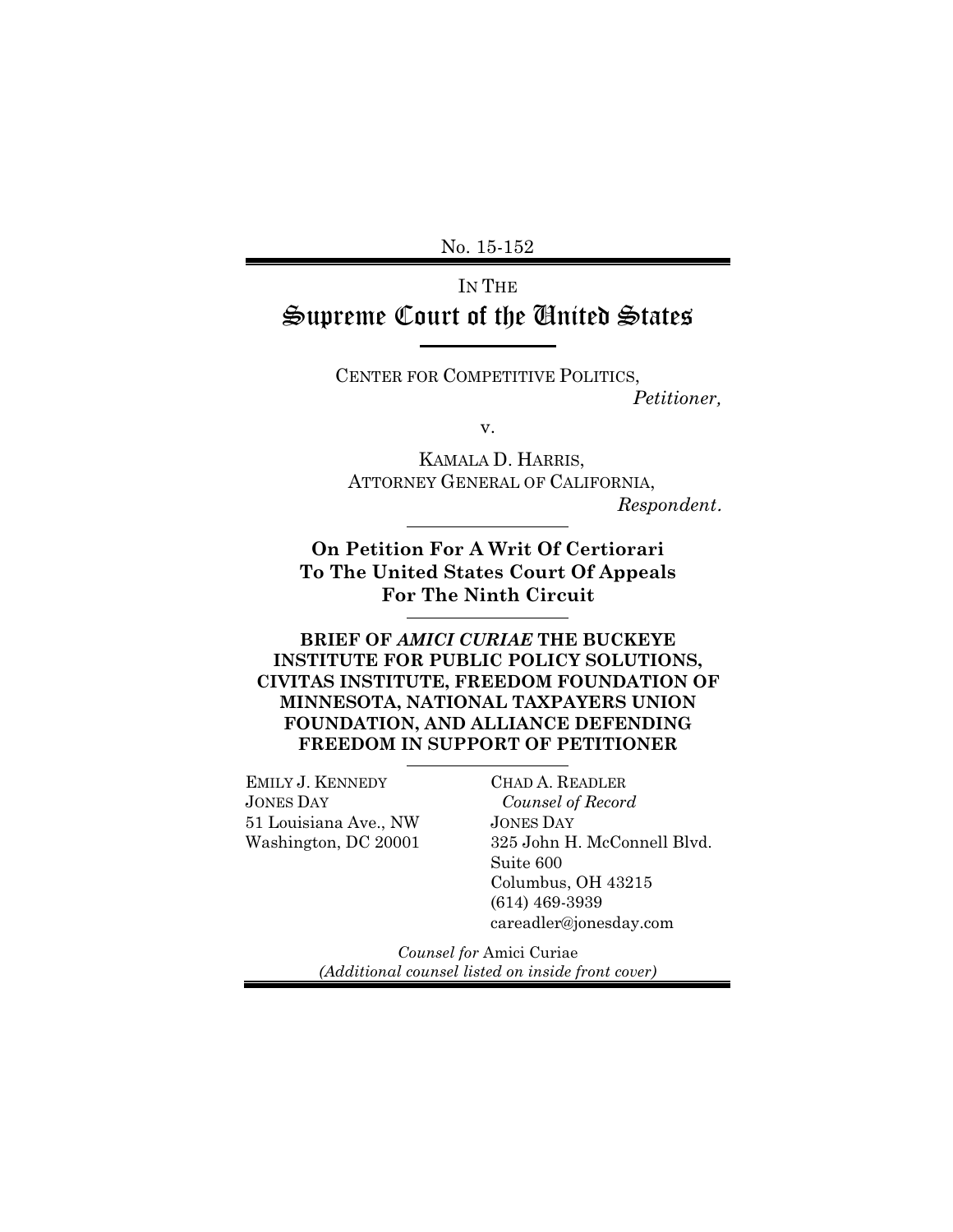No. 15-152

IN THE

# Supreme Court of the United States

CENTER FOR COMPETITIVE POLITICS,

*Petitioner,*

v.

KAMALA D. HARRIS,
ATTORNEY GENERAL OF CALIFORNIA,

*Respondent.*

**On Petition For A Writ Of Certiorari To The United States Court Of Appeals For The Ninth Circuit**

**BRIEF OF *AMICI CURIAE* THE BUCKEYE INSTITUTE FOR PUBLIC POLICY SOLUTIONS, CIVITAS INSTITUTE, FREEDOM FOUNDATION OF MINNESOTA, NATIONAL TAXPAYERS UNION FOUNDATION, AND ALLIANCE DEFENDING FREEDOM IN SUPPORT OF PETITIONER**

EMILY J. KENNEDY
JONES DAY
51 Louisiana Ave., NW
Washington, DC 20001

CHAD A. READLER
*Counsel of Record*
JONES DAY
325 John H. McConnell Blvd.
Suite 600
Columbus, OH 43215
(614) 469-3939
careadler@jonesday.com

*Counsel for* Amici Curiae
*(Additional counsel listed on inside front cover)*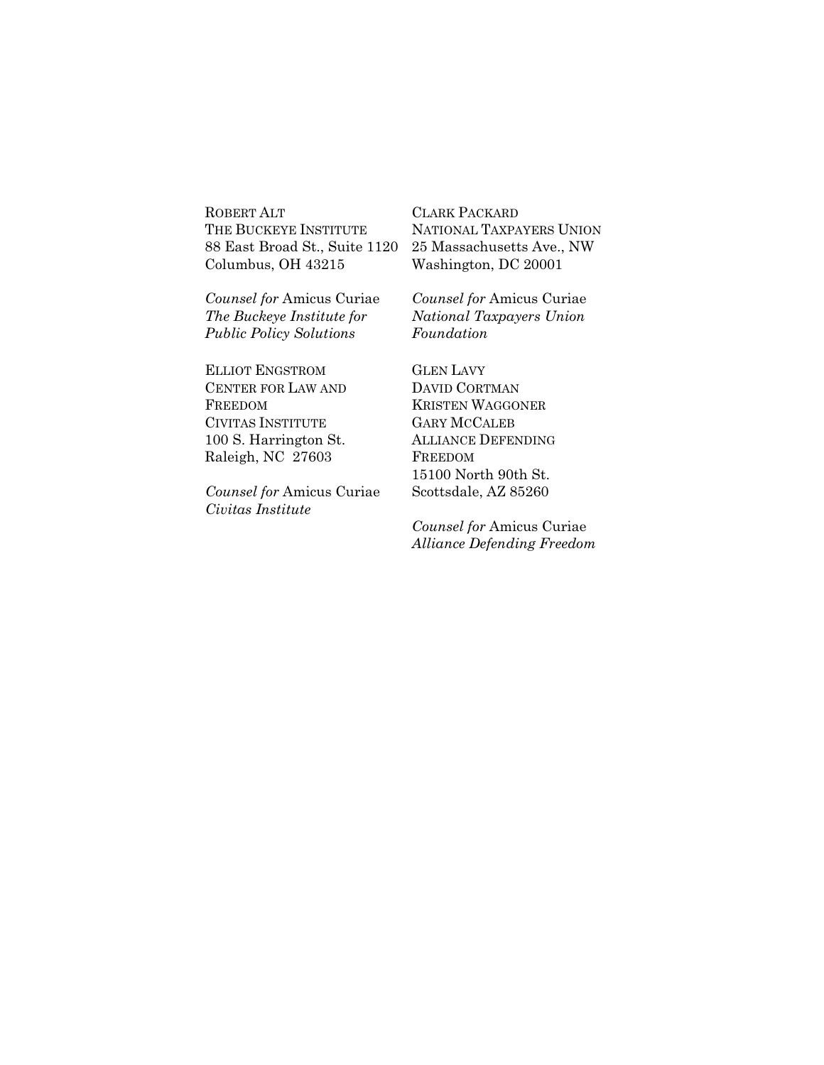ROBERT ALT
THE BUCKEYE INSTITUTE
88 East Broad St., Suite 1120
Columbus, OH 43215

*Counsel for* Amicus Curiae
*The Buckeye Institute for Public Policy Solutions*

ELLIOT ENGSTROM
CENTER FOR LAW AND FREEDOM
CIVITAS INSTITUTE
100 S. Harrington St.
Raleigh, NC 27603

*Counsel for* Amicus Curiae
*Civitas Institute*

CLARK PACKARD
NATIONAL TAXPAYERS UNION
25 Massachusetts Ave., NW
Washington, DC 20001

*Counsel for* Amicus Curiae
*National Taxpayers Union Foundation*

GLEN LAVY
DAVID CORTMAN
KRISTEN WAGGONER
GARY MCCALEB
ALLIANCE DEFENDING FREEDOM
15100 North 90th St.
Scottsdale, AZ 85260

*Counsel for* Amicus Curiae
*Alliance Defending Freedom*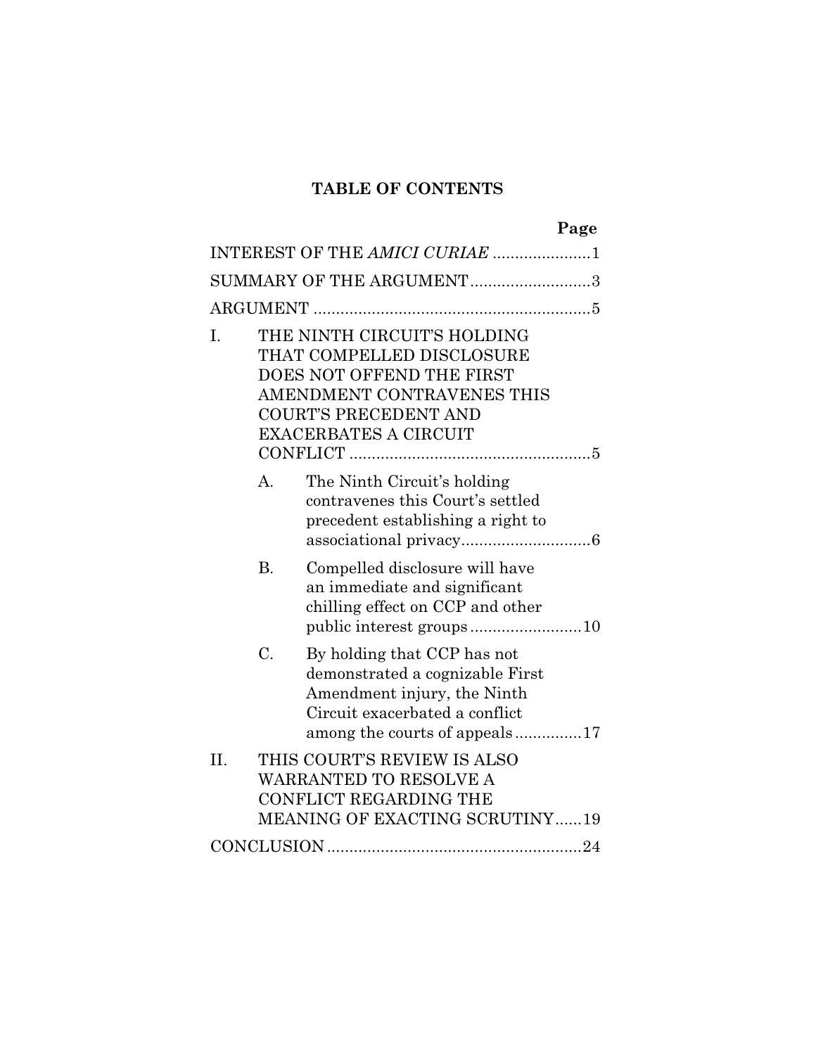## TABLE OF CONTENTS

| | Page |
|---|---|
| INTEREST OF THE *AMICI CURIAE* | 1 |
| SUMMARY OF THE ARGUMENT | 3 |
| ARGUMENT | 5 |
| I. THE NINTH CIRCUIT'S HOLDING THAT COMPELLED DISCLOSURE DOES NOT OFFEND THE FIRST AMENDMENT CONTRAVENES THIS COURT'S PRECEDENT AND EXACERBATES A CIRCUIT CONFLICT | 5 |
| A. The Ninth Circuit's holding contravenes this Court's settled precedent establishing a right to associational privacy | 6 |
| B. Compelled disclosure will have an immediate and significant chilling effect on CCP and other public interest groups | 10 |
| C. By holding that CCP has not demonstrated a cognizable First Amendment injury, the Ninth Circuit exacerbated a conflict among the courts of appeals | 17 |
| II. THIS COURT'S REVIEW IS ALSO WARRANTED TO RESOLVE A CONFLICT REGARDING THE MEANING OF EXACTING SCRUTINY | 19 |
| CONCLUSION | 24 |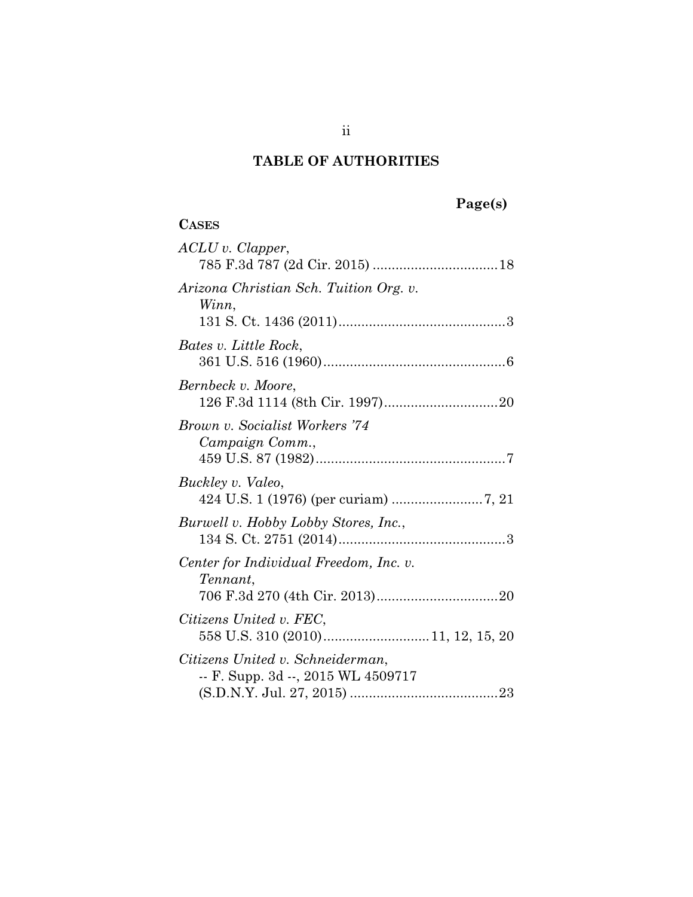# TABLE OF AUTHORITIES

Page(s)

**CASES**

*ACLU v. Clapper*,
785 F.3d 787 (2d Cir. 2015) .................................18

*Arizona Christian Sch. Tuition Org. v. Winn*,
131 S. Ct. 1436 (2011)............................................3

*Bates v. Little Rock*,
361 U.S. 516 (1960)................................................6

*Bernbeck v. Moore*,
126 F.3d 1114 (8th Cir. 1997)..............................20

*Brown v. Socialist Workers '74 Campaign Comm.*,
459 U.S. 87 (1982)..................................................7

*Buckley v. Valeo*,
424 U.S. 1 (1976) (per curiam) ........................7, 21

*Burwell v. Hobby Lobby Stores, Inc.*,
134 S. Ct. 2751 (2014)............................................3

*Center for Individual Freedom, Inc. v. Tennant*,
706 F.3d 270 (4th Cir. 2013)................................20

*Citizens United v. FEC*,
558 U.S. 310 (2010)...........................11, 12, 15, 20

*Citizens United v. Schneiderman*,
-- F. Supp. 3d --, 2015 WL 4509717 (S.D.N.Y. Jul. 27, 2015) .......................................23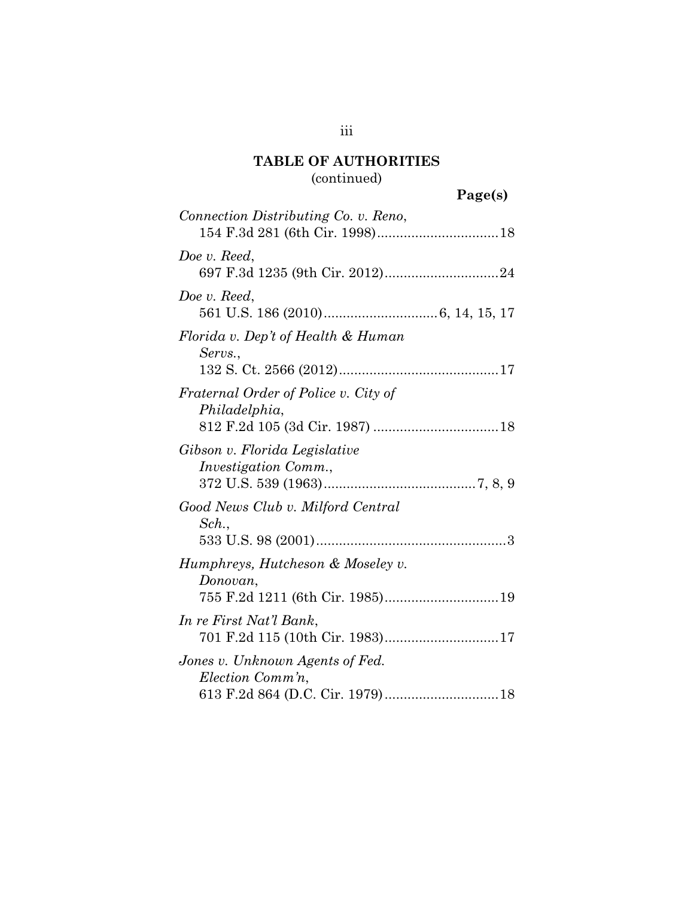**TABLE OF AUTHORITIES**
(continued)

**Page(s)**

*Connection Distributing Co. v. Reno*, 154 F.3d 281 (6th Cir. 1998) ................................ 18

*Doe v. Reed*, 697 F.3d 1235 (9th Cir. 2012) .............................. 24

*Doe v. Reed*, 561 U.S. 186 (2010) .............................. 6, 14, 15, 17

*Florida v. Dep't of Health & Human Servs.*, 132 S. Ct. 2566 (2012) .......................................... 17

*Fraternal Order of Police v. City of Philadelphia*, 812 F.2d 105 (3d Cir. 1987) ................................. 18

*Gibson v. Florida Legislative Investigation Comm.*, 372 U.S. 539 (1963) ........................................ 7, 8, 9

*Good News Club v. Milford Central Sch.*, 533 U.S. 98 (2001) .................................................. 3

*Humphreys, Hutcheson & Moseley v. Donovan*, 755 F.2d 1211 (6th Cir. 1985) .............................. 19

*In re First Nat'l Bank*, 701 F.2d 115 (10th Cir. 1983) .............................. 17

*Jones v. Unknown Agents of Fed. Election Comm'n*, 613 F.2d 864 (D.C. Cir. 1979) .............................. 18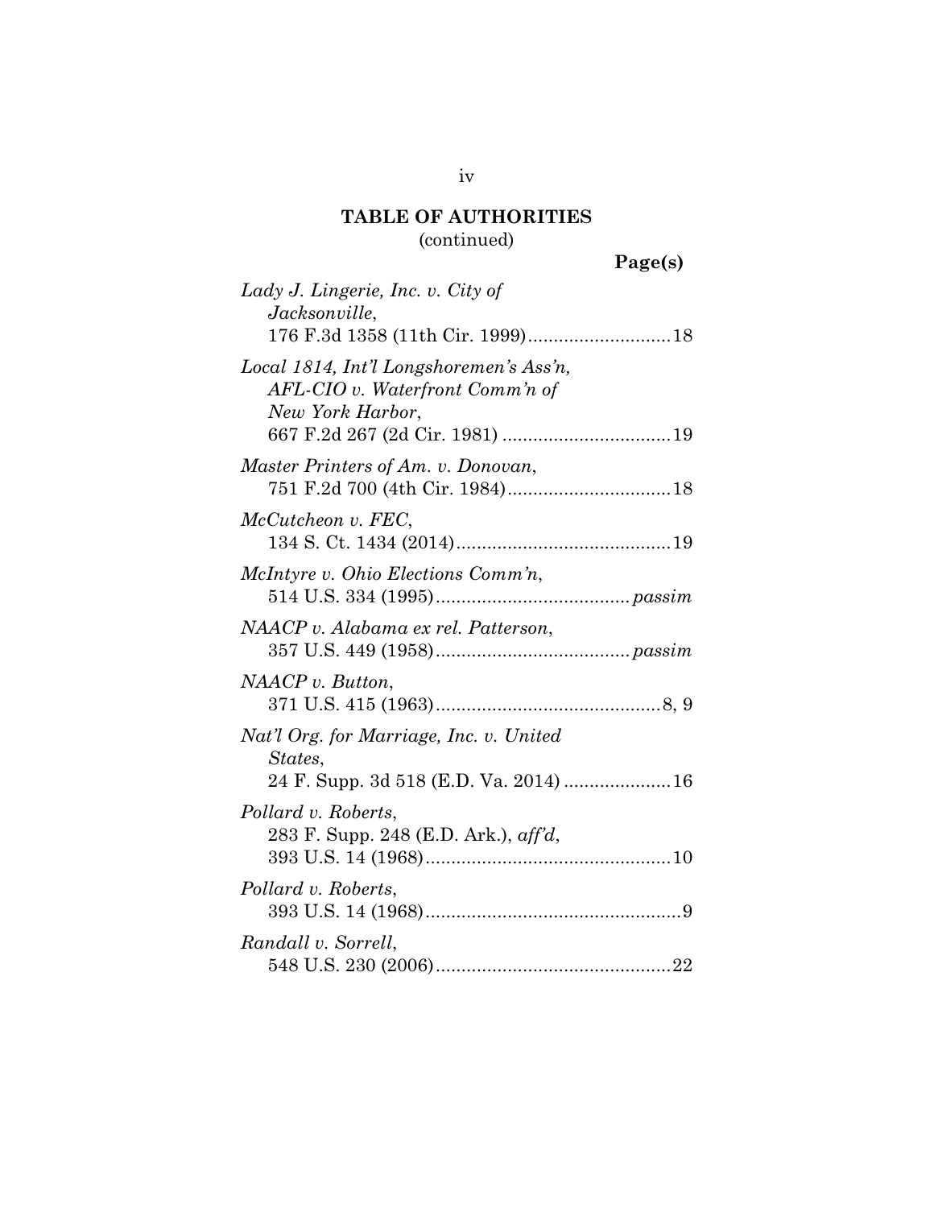## TABLE OF AUTHORITIES
(continued)

**Page(s)**

*Lady J. Lingerie, Inc. v. City of Jacksonville*,
176 F.3d 1358 (11th Cir. 1999)............................18

*Local 1814, Int'l Longshoremen's Ass'n, AFL-CIO v. Waterfront Comm'n of New York Harbor*,
667 F.2d 267 (2d Cir. 1981) .................................19

*Master Printers of Am. v. Donovan*,
751 F.2d 700 (4th Cir. 1984)................................18

*McCutcheon v. FEC*,
134 S. Ct. 1434 (2014)..........................................19

*McIntyre v. Ohio Elections Comm'n*,
514 U.S. 334 (1995)......................................*passim*

*NAACP v. Alabama ex rel. Patterson*,
357 U.S. 449 (1958)......................................*passim*

*NAACP v. Button*,
371 U.S. 415 (1963)............................................8, 9

*Nat'l Org. for Marriage, Inc. v. United States*,
24 F. Supp. 3d 518 (E.D. Va. 2014) .....................16

*Pollard v. Roberts*,
283 F. Supp. 248 (E.D. Ark.), *aff'd*,
393 U.S. 14 (1968)................................................10

*Pollard v. Roberts*,
393 U.S. 14 (1968)..................................................9

*Randall v. Sorrell*,
548 U.S. 230 (2006)..............................................22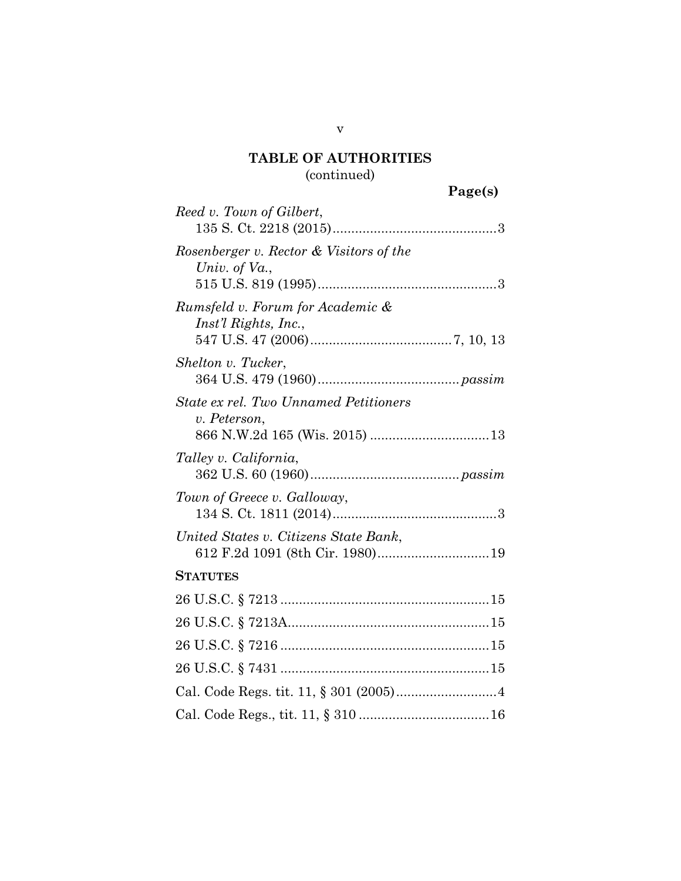## TABLE OF AUTHORITIES
(continued)

**Page(s)**

*Reed v. Town of Gilbert*,
135 S. Ct. 2218 (2015) ........................................... 3

*Rosenberger v. Rector & Visitors of the Univ. of Va.*,
515 U.S. 819 (1995) ............................................... 3

*Rumsfeld v. Forum for Academic & Inst'l Rights, Inc.*,
547 U.S. 47 (2006) ..................................... 7, 10, 13

*Shelton v. Tucker*,
364 U.S. 479 (1960) ..................................... *passim*

*State ex rel. Two Unnamed Petitioners v. Peterson*,
866 N.W.2d 165 (Wis. 2015) ............................... 13

*Talley v. California*,
362 U.S. 60 (1960) ....................................... *passim*

*Town of Greece v. Galloway*,
134 S. Ct. 1811 (2014) ........................................... 3

*United States v. Citizens State Bank*,
612 F.2d 1091 (8th Cir. 1980) ............................. 19

**STATUTES**

26 U.S.C. § 7213 ....................................................... 15

26 U.S.C. § 7213A ..................................................... 15

26 U.S.C. § 7216 ....................................................... 15

26 U.S.C. § 7431 ....................................................... 15

Cal. Code Regs. tit. 11, § 301 (2005) .......................... 4

Cal. Code Regs., tit. 11, § 310 .................................. 16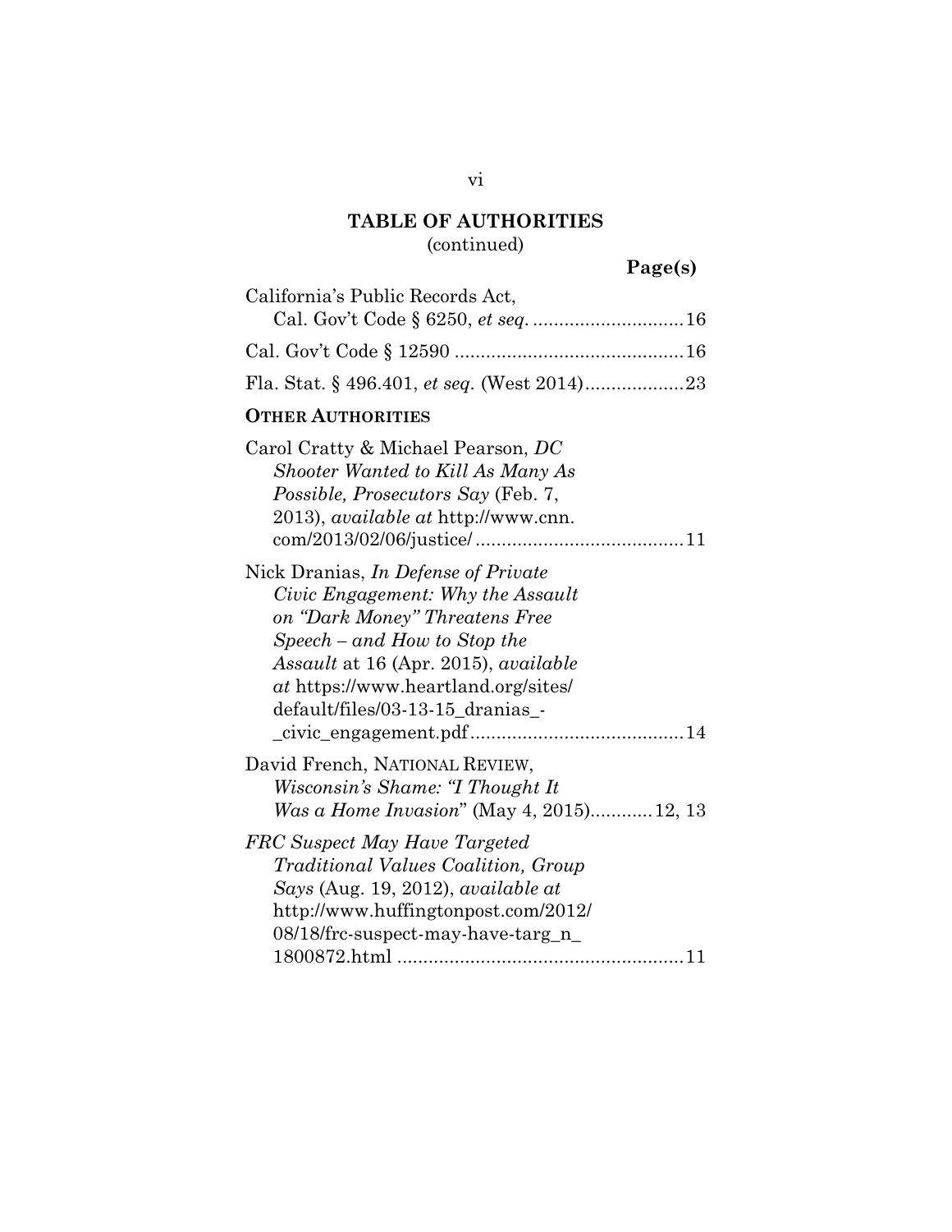## TABLE OF AUTHORITIES
(continued)

**Page(s)**

California's Public Records Act,
Cal. Gov't Code § 6250, *et seq.* ............................. 16

Cal. Gov't Code § 12590 ............................................ 16

Fla. Stat. § 496.401, *et seq.* (West 2014) ................... 23

**OTHER AUTHORITIES**

Carol Cratty & Michael Pearson, *DC Shooter Wanted to Kill As Many As Possible, Prosecutors Say* (Feb. 7, 2013), *available at* http://www.cnn.com/2013/02/06/justice/ ........................................ 11

Nick Dranias, *In Defense of Private Civic Engagement: Why the Assault on "Dark Money" Threatens Free Speech – and How to Stop the Assault* at 16 (Apr. 2015), *available at* https://www.heartland.org/sites/default/files/03-13-15_dranias_-_civic_engagement.pdf ......................................... 14

David French, NATIONAL REVIEW, *Wisconsin's Shame: "I Thought It Was a Home Invasion*" (May 4, 2015) ............ 12, 13

*FRC Suspect May Have Targeted Traditional Values Coalition, Group Says* (Aug. 19, 2012), *available at* http://www.huffingtonpost.com/2012/08/18/frc-suspect-may-have-targ_n_1800872.html ....................................................... 11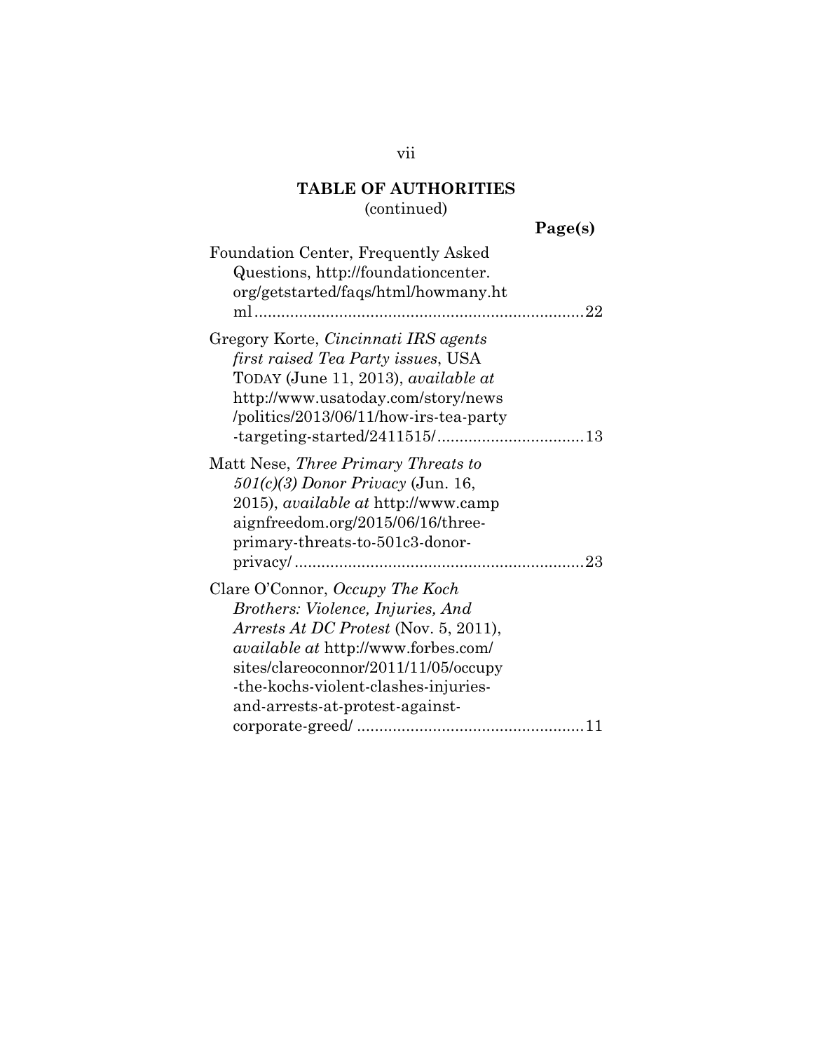## TABLE OF AUTHORITIES
(continued)

**Page(s)**

Foundation Center, Frequently Asked Questions, http://foundationcenter.org/getstarted/faqs/html/howmany.html ........................................................................22

Gregory Korte, *Cincinnati IRS agents first raised Tea Party issues*, USA TODAY (June 11, 2013), *available at* http://www.usatoday.com/story/news/politics/2013/06/11/how-irs-tea-party-targeting-started/2411515/.................................13

Matt Nese, *Three Primary Threats to 501(c)(3) Donor Privacy* (Jun. 16, 2015), *available at* http://www.campaignfreedom.org/2015/06/16/three-primary-threats-to-501c3-donor-privacy/.................................................................23

Clare O'Connor, *Occupy The Koch Brothers: Violence, Injuries, And Arrests At DC Protest* (Nov. 5, 2011), *available at* http://www.forbes.com/sites/clareoconnor/2011/11/05/occupy-the-kochs-violent-clashes-injuries-and-arrests-at-protest-against-corporate-greed/ ..................................................11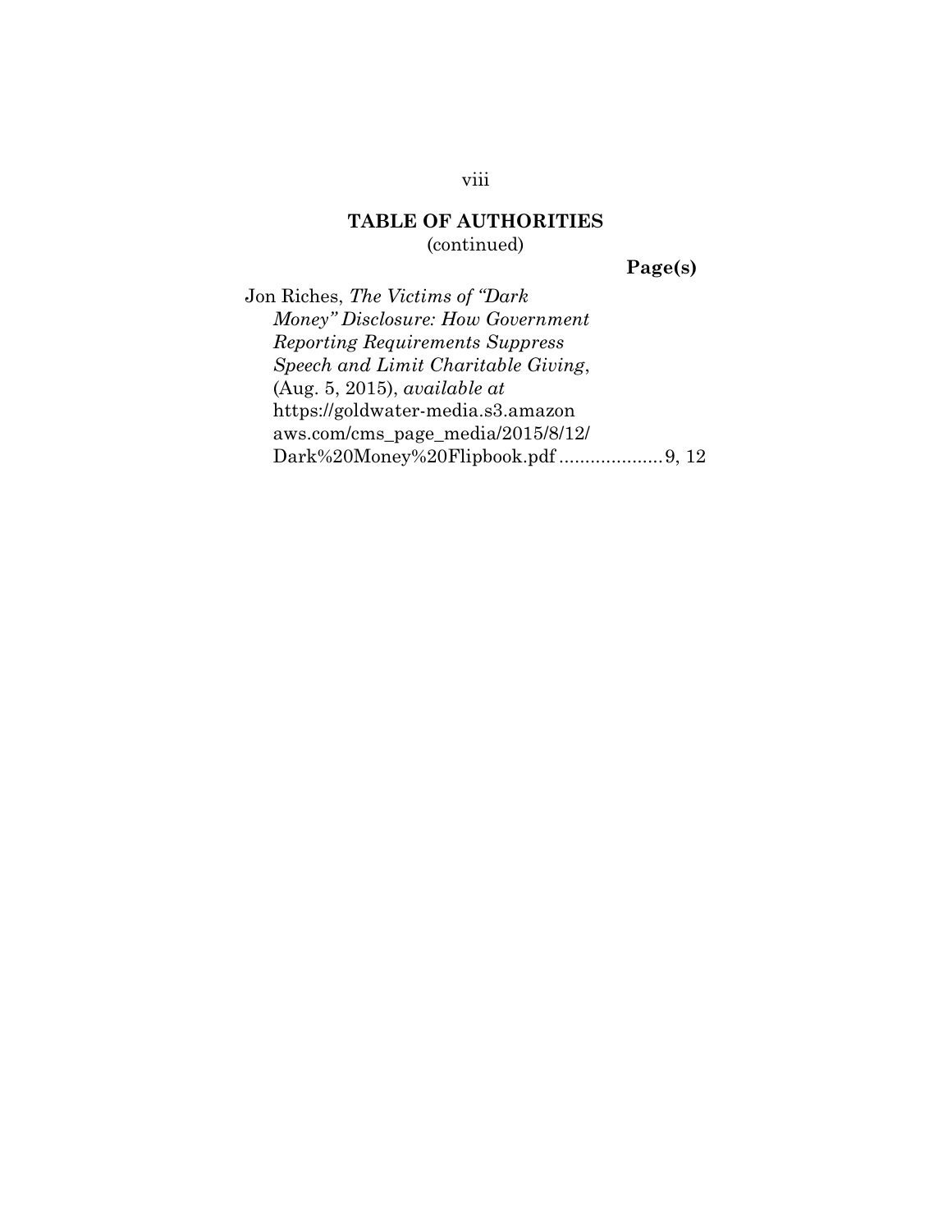**TABLE OF AUTHORITIES**
(continued)

**Page(s)**

Jon Riches, *The Victims of "Dark Money" Disclosure: How Government Reporting Requirements Suppress Speech and Limit Charitable Giving*, (Aug. 5, 2015), *available at* https://goldwater-media.s3.amazonaws.com/cms_page_media/2015/8/12/Dark%20Money%20Flipbook.pdf .................... 9, 12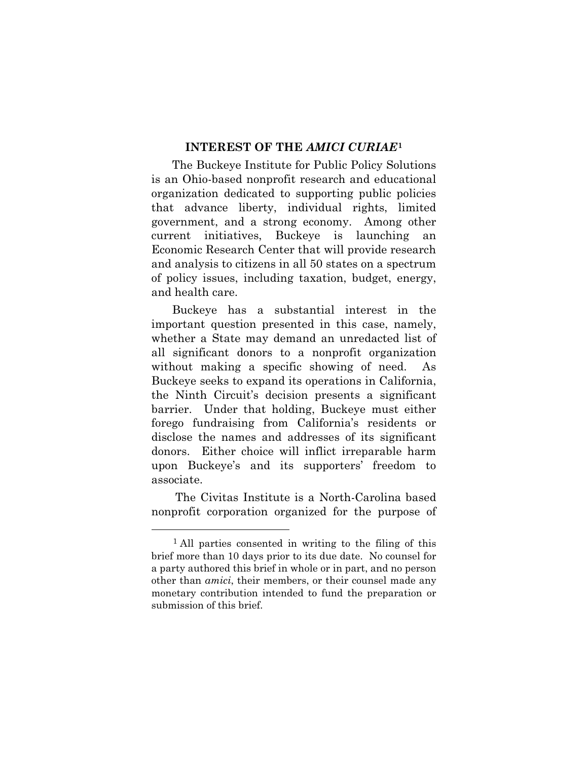## INTEREST OF THE *AMICI CURIAE*[1]

The Buckeye Institute for Public Policy Solutions is an Ohio-based nonprofit research and educational organization dedicated to supporting public policies that advance liberty, individual rights, limited government, and a strong economy. Among other current initiatives, Buckeye is launching an Economic Research Center that will provide research and analysis to citizens in all 50 states on a spectrum of policy issues, including taxation, budget, energy, and health care.

Buckeye has a substantial interest in the important question presented in this case, namely, whether a State may demand an unredacted list of all significant donors to a nonprofit organization without making a specific showing of need. As Buckeye seeks to expand its operations in California, the Ninth Circuit's decision presents a significant barrier. Under that holding, Buckeye must either forego fundraising from California's residents or disclose the names and addresses of its significant donors. Either choice will inflict irreparable harm upon Buckeye's and its supporters' freedom to associate.

The Civitas Institute is a North-Carolina based nonprofit corporation organized for the purpose of

---

[1] All parties consented in writing to the filing of this brief more than 10 days prior to its due date. No counsel for a party authored this brief in whole or in part, and no person other than *amici*, their members, or their counsel made any monetary contribution intended to fund the preparation or submission of this brief.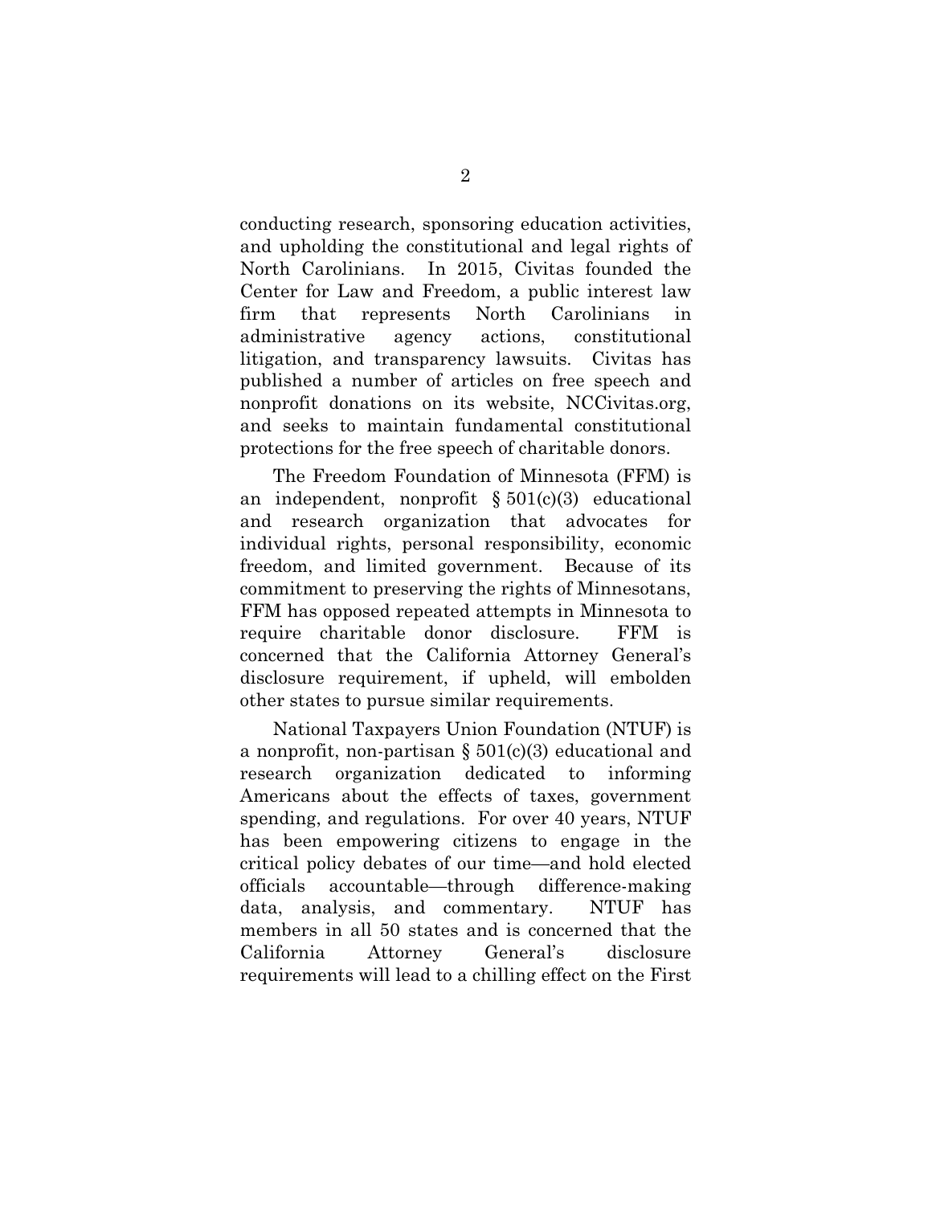conducting research, sponsoring education activities, and upholding the constitutional and legal rights of North Carolinians. In 2015, Civitas founded the Center for Law and Freedom, a public interest law firm that represents North Carolinians in administrative agency actions, constitutional litigation, and transparency lawsuits. Civitas has published a number of articles on free speech and nonprofit donations on its website, NCCivitas.org, and seeks to maintain fundamental constitutional protections for the free speech of charitable donors.

The Freedom Foundation of Minnesota (FFM) is an independent, nonprofit § 501(c)(3) educational and research organization that advocates for individual rights, personal responsibility, economic freedom, and limited government. Because of its commitment to preserving the rights of Minnesotans, FFM has opposed repeated attempts in Minnesota to require charitable donor disclosure. FFM is concerned that the California Attorney General's disclosure requirement, if upheld, will embolden other states to pursue similar requirements.

National Taxpayers Union Foundation (NTUF) is a nonprofit, non-partisan § 501(c)(3) educational and research organization dedicated to informing Americans about the effects of taxes, government spending, and regulations. For over 40 years, NTUF has been empowering citizens to engage in the critical policy debates of our time—and hold elected officials accountable—through difference-making data, analysis, and commentary. NTUF has members in all 50 states and is concerned that the California Attorney General's disclosure requirements will lead to a chilling effect on the First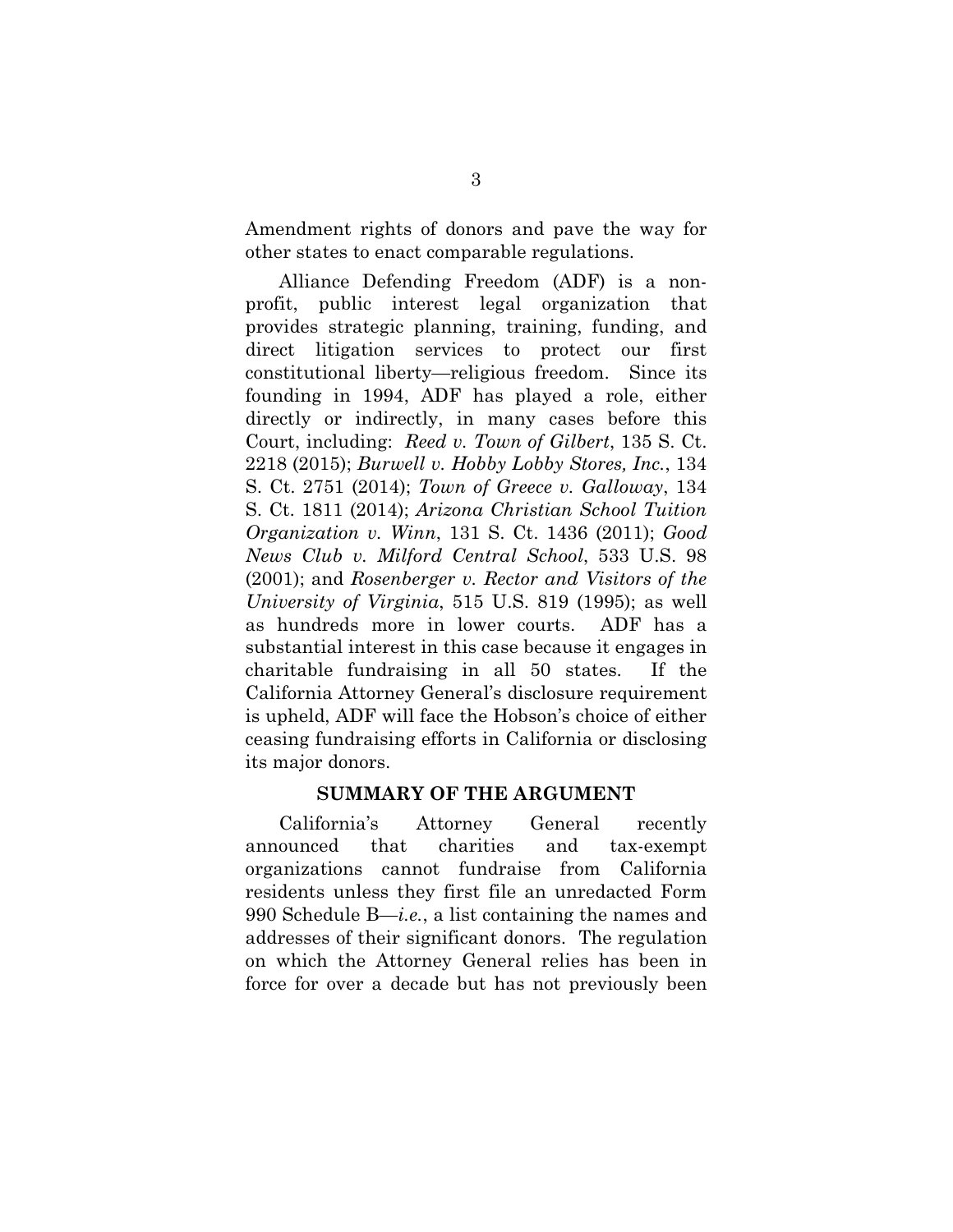Amendment rights of donors and pave the way for other states to enact comparable regulations.

Alliance Defending Freedom (ADF) is a non-profit, public interest legal organization that provides strategic planning, training, funding, and direct litigation services to protect our first constitutional liberty—religious freedom. Since its founding in 1994, ADF has played a role, either directly or indirectly, in many cases before this Court, including: *Reed v. Town of Gilbert*, 135 S. Ct. 2218 (2015); *Burwell v. Hobby Lobby Stores, Inc.*, 134 S. Ct. 2751 (2014); *Town of Greece v. Galloway*, 134 S. Ct. 1811 (2014); *Arizona Christian School Tuition Organization v. Winn*, 131 S. Ct. 1436 (2011); *Good News Club v. Milford Central School*, 533 U.S. 98 (2001); and *Rosenberger v. Rector and Visitors of the University of Virginia*, 515 U.S. 819 (1995); as well as hundreds more in lower courts. ADF has a substantial interest in this case because it engages in charitable fundraising in all 50 states. If the California Attorney General's disclosure requirement is upheld, ADF will face the Hobson's choice of either ceasing fundraising efforts in California or disclosing its major donors.

## SUMMARY OF THE ARGUMENT

California's Attorney General recently announced that charities and tax-exempt organizations cannot fundraise from California residents unless they first file an unredacted Form 990 Schedule B—*i.e.*, a list containing the names and addresses of their significant donors. The regulation on which the Attorney General relies has been in force for over a decade but has not previously been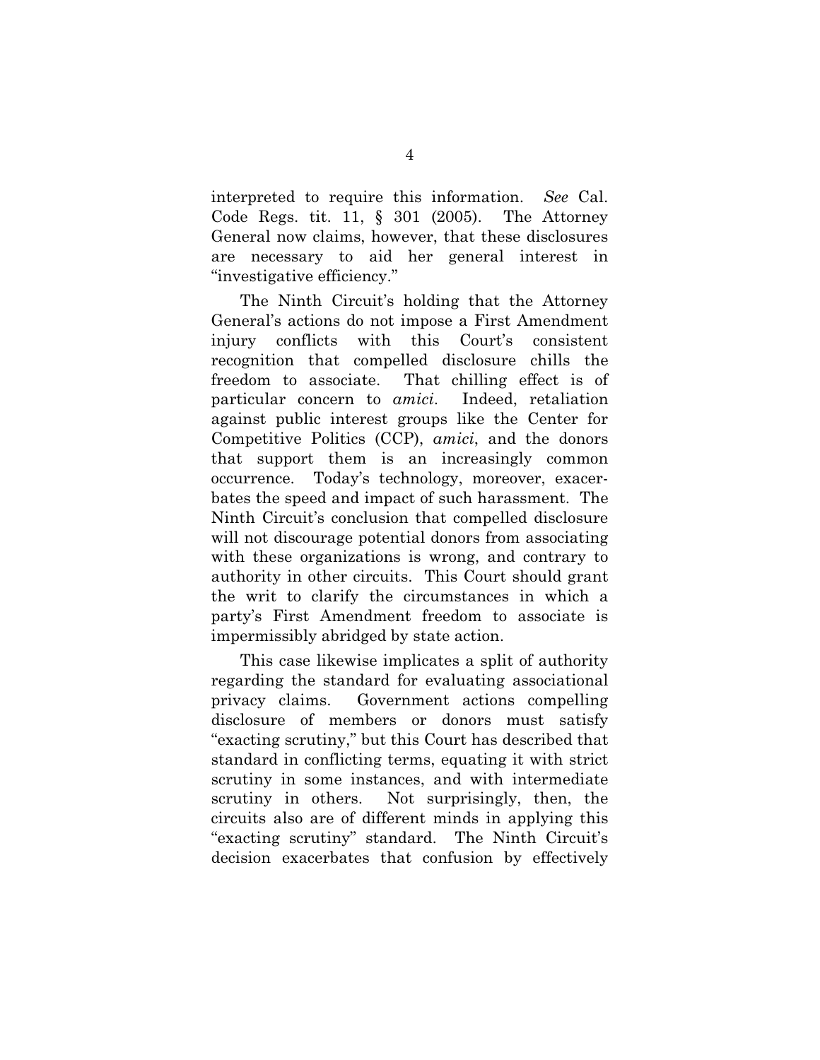interpreted to require this information. *See* Cal. Code Regs. tit. 11, § 301 (2005). The Attorney General now claims, however, that these disclosures are necessary to aid her general interest in "investigative efficiency."

The Ninth Circuit's holding that the Attorney General's actions do not impose a First Amendment injury conflicts with this Court's consistent recognition that compelled disclosure chills the freedom to associate. That chilling effect is of particular concern to *amici*. Indeed, retaliation against public interest groups like the Center for Competitive Politics (CCP), *amici*, and the donors that support them is an increasingly common occurrence. Today's technology, moreover, exacerbates the speed and impact of such harassment. The Ninth Circuit's conclusion that compelled disclosure will not discourage potential donors from associating with these organizations is wrong, and contrary to authority in other circuits. This Court should grant the writ to clarify the circumstances in which a party's First Amendment freedom to associate is impermissibly abridged by state action.

This case likewise implicates a split of authority regarding the standard for evaluating associational privacy claims. Government actions compelling disclosure of members or donors must satisfy "exacting scrutiny," but this Court has described that standard in conflicting terms, equating it with strict scrutiny in some instances, and with intermediate scrutiny in others. Not surprisingly, then, the circuits also are of different minds in applying this "exacting scrutiny" standard. The Ninth Circuit's decision exacerbates that confusion by effectively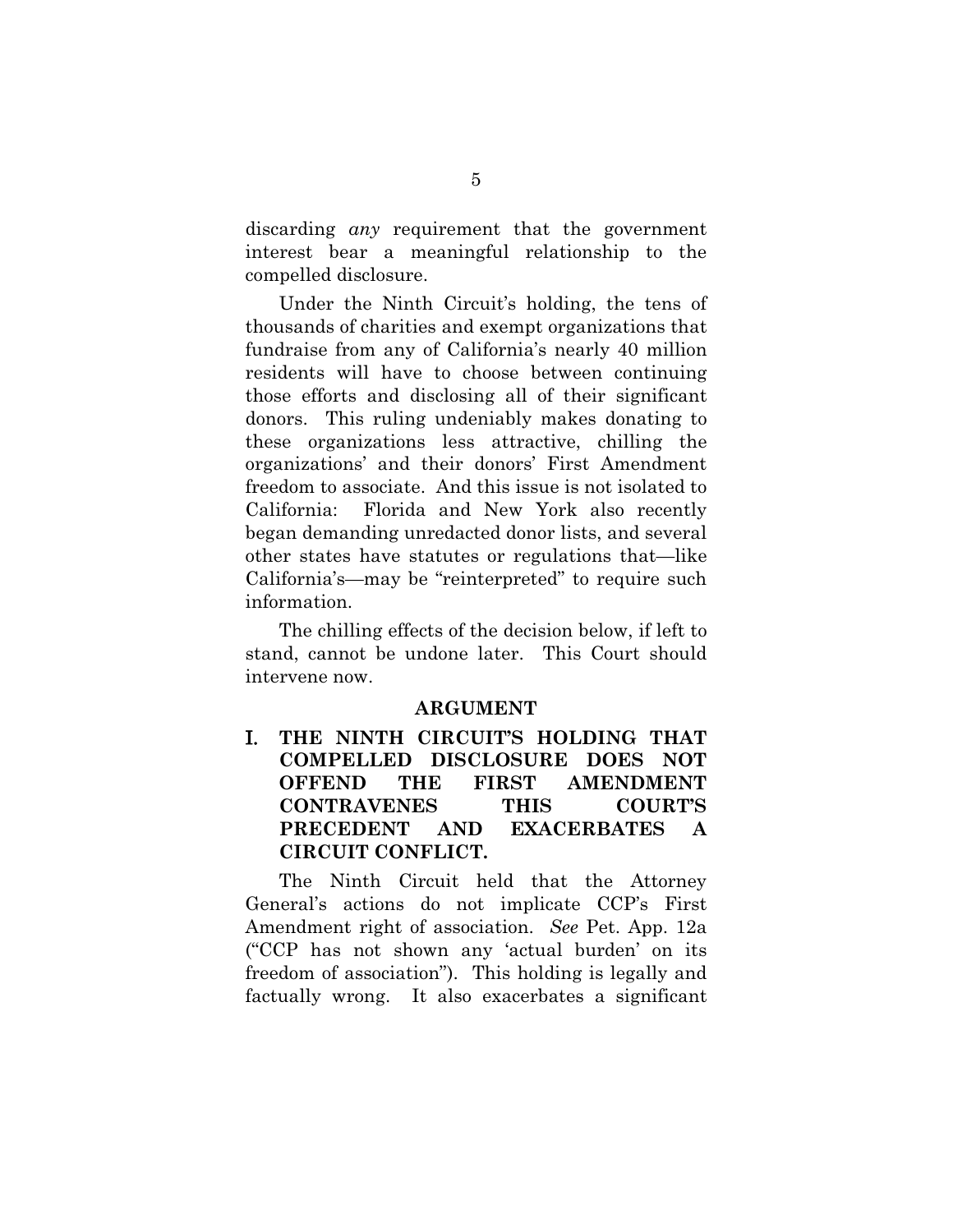discarding *any* requirement that the government interest bear a meaningful relationship to the compelled disclosure.

Under the Ninth Circuit's holding, the tens of thousands of charities and exempt organizations that fundraise from any of California's nearly 40 million residents will have to choose between continuing those efforts and disclosing all of their significant donors. This ruling undeniably makes donating to these organizations less attractive, chilling the organizations' and their donors' First Amendment freedom to associate. And this issue is not isolated to California: Florida and New York also recently began demanding unredacted donor lists, and several other states have statutes or regulations that—like California's—may be "reinterpreted" to require such information.

The chilling effects of the decision below, if left to stand, cannot be undone later. This Court should intervene now.

## ARGUMENT

### I. THE NINTH CIRCUIT'S HOLDING THAT COMPELLED DISCLOSURE DOES NOT OFFEND THE FIRST AMENDMENT CONTRAVENES THIS COURT'S PRECEDENT AND EXACERBATES A CIRCUIT CONFLICT.

The Ninth Circuit held that the Attorney General's actions do not implicate CCP's First Amendment right of association. *See* Pet. App. 12a ("CCP has not shown any 'actual burden' on its freedom of association"). This holding is legally and factually wrong. It also exacerbates a significant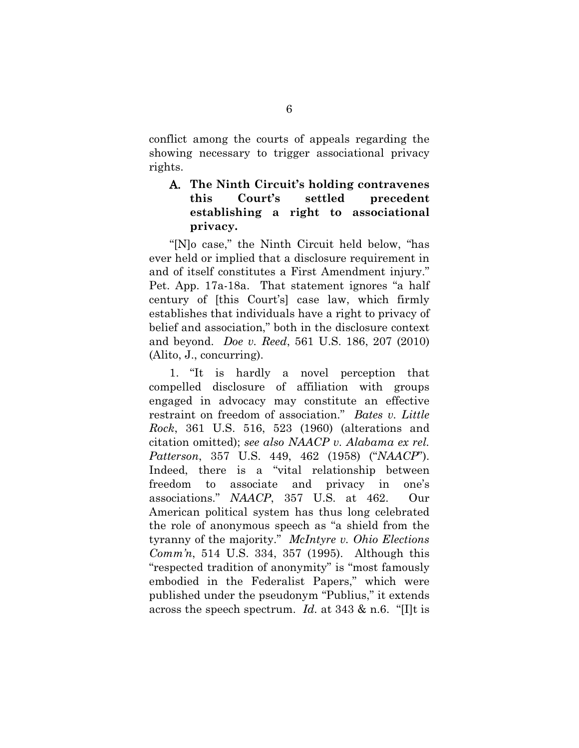conflict among the courts of appeals regarding the showing necessary to trigger associational privacy rights.

### A. The Ninth Circuit's holding contravenes this Court's settled precedent establishing a right to associational privacy.

"[N]o case," the Ninth Circuit held below, "has ever held or implied that a disclosure requirement in and of itself constitutes a First Amendment injury." Pet. App. 17a-18a. That statement ignores "a half century of [this Court's] case law, which firmly establishes that individuals have a right to privacy of belief and association," both in the disclosure context and beyond. *Doe v. Reed*, 561 U.S. 186, 207 (2010) (Alito, J., concurring).

1. "It is hardly a novel perception that compelled disclosure of affiliation with groups engaged in advocacy may constitute an effective restraint on freedom of association." *Bates v. Little Rock*, 361 U.S. 516, 523 (1960) (alterations and citation omitted); *see also NAACP v. Alabama ex rel. Patterson*, 357 U.S. 449, 462 (1958) ("*NAACP*"). Indeed, there is a "vital relationship between freedom to associate and privacy in one's associations." *NAACP*, 357 U.S. at 462. Our American political system has thus long celebrated the role of anonymous speech as "a shield from the tyranny of the majority." *McIntyre v. Ohio Elections Comm'n*, 514 U.S. 334, 357 (1995). Although this "respected tradition of anonymity" is "most famously embodied in the Federalist Papers," which were published under the pseudonym "Publius," it extends across the speech spectrum. *Id.* at 343 & n.6. "[I]t is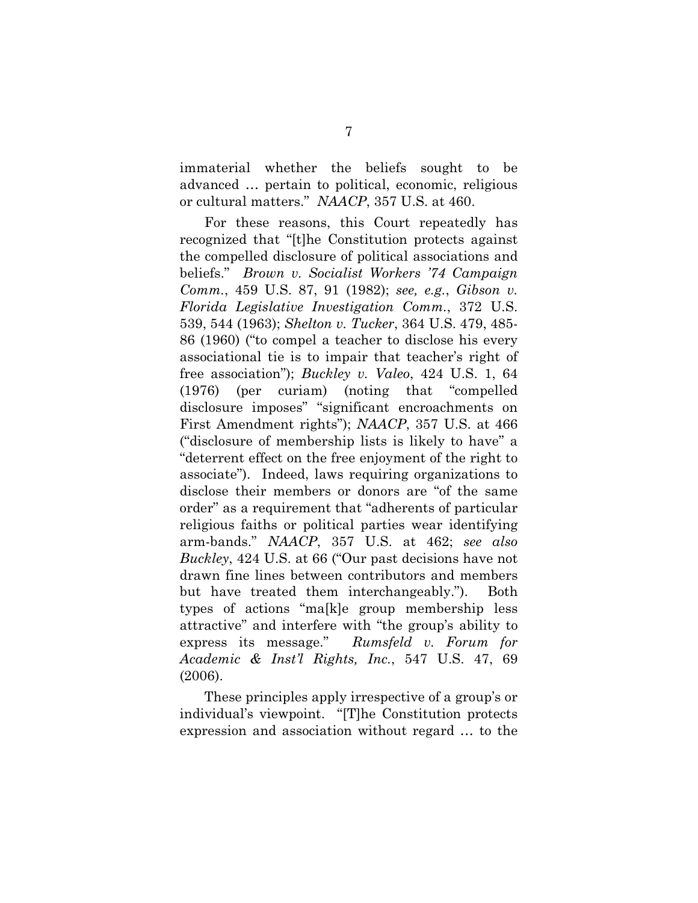immaterial whether the beliefs sought to be advanced … pertain to political, economic, religious or cultural matters." *NAACP*, 357 U.S. at 460.

For these reasons, this Court repeatedly has recognized that "[t]he Constitution protects against the compelled disclosure of political associations and beliefs." *Brown v. Socialist Workers '74 Campaign Comm.*, 459 U.S. 87, 91 (1982); *see, e.g.*, *Gibson v. Florida Legislative Investigation Comm.*, 372 U.S. 539, 544 (1963); *Shelton v. Tucker*, 364 U.S. 479, 485-86 (1960) ("to compel a teacher to disclose his every associational tie is to impair that teacher's right of free association"); *Buckley v. Valeo*, 424 U.S. 1, 64 (1976) (per curiam) (noting that "compelled disclosure imposes" "significant encroachments on First Amendment rights"); *NAACP*, 357 U.S. at 466 ("disclosure of membership lists is likely to have" a "deterrent effect on the free enjoyment of the right to associate"). Indeed, laws requiring organizations to disclose their members or donors are "of the same order" as a requirement that "adherents of particular religious faiths or political parties wear identifying arm-bands." *NAACP*, 357 U.S. at 462; *see also Buckley*, 424 U.S. at 66 ("Our past decisions have not drawn fine lines between contributors and members but have treated them interchangeably."). Both types of actions "ma[k]e group membership less attractive" and interfere with "the group's ability to express its message." *Rumsfeld v. Forum for Academic & Inst'l Rights, Inc.*, 547 U.S. 47, 69 (2006).

These principles apply irrespective of a group's or individual's viewpoint. "[T]he Constitution protects expression and association without regard … to the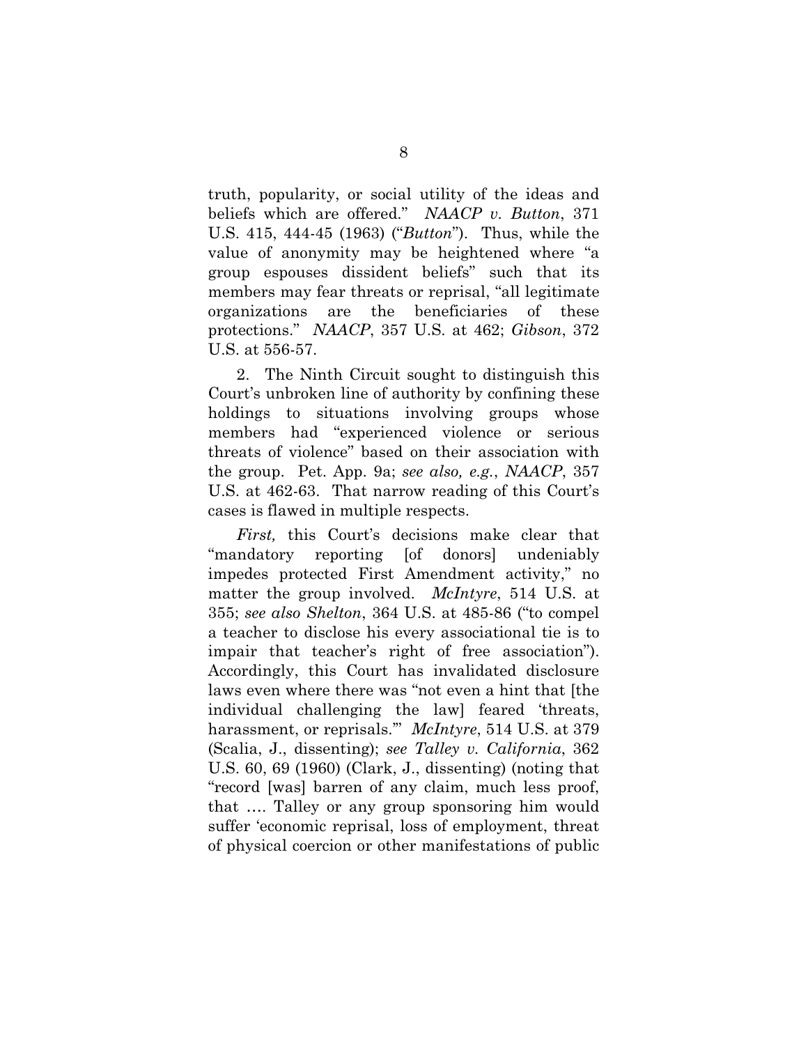truth, popularity, or social utility of the ideas and beliefs which are offered." *NAACP v. Button*, 371 U.S. 415, 444-45 (1963) ("*Button*"). Thus, while the value of anonymity may be heightened where "a group espouses dissident beliefs" such that its members may fear threats or reprisal, "all legitimate organizations are the beneficiaries of these protections." *NAACP*, 357 U.S. at 462; *Gibson*, 372 U.S. at 556-57.

2. The Ninth Circuit sought to distinguish this Court's unbroken line of authority by confining these holdings to situations involving groups whose members had "experienced violence or serious threats of violence" based on their association with the group. Pet. App. 9a; *see also, e.g.*, *NAACP*, 357 U.S. at 462-63. That narrow reading of this Court's cases is flawed in multiple respects.

*First,* this Court's decisions make clear that "mandatory reporting [of donors] undeniably impedes protected First Amendment activity," no matter the group involved. *McIntyre*, 514 U.S. at 355; *see also Shelton*, 364 U.S. at 485-86 ("to compel a teacher to disclose his every associational tie is to impair that teacher's right of free association"). Accordingly, this Court has invalidated disclosure laws even where there was "not even a hint that [the individual challenging the law] feared 'threats, harassment, or reprisals.'" *McIntyre*, 514 U.S. at 379 (Scalia, J., dissenting); *see Talley v. California*, 362 U.S. 60, 69 (1960) (Clark, J., dissenting) (noting that "record [was] barren of any claim, much less proof, that …. Talley or any group sponsoring him would suffer 'economic reprisal, loss of employment, threat of physical coercion or other manifestations of public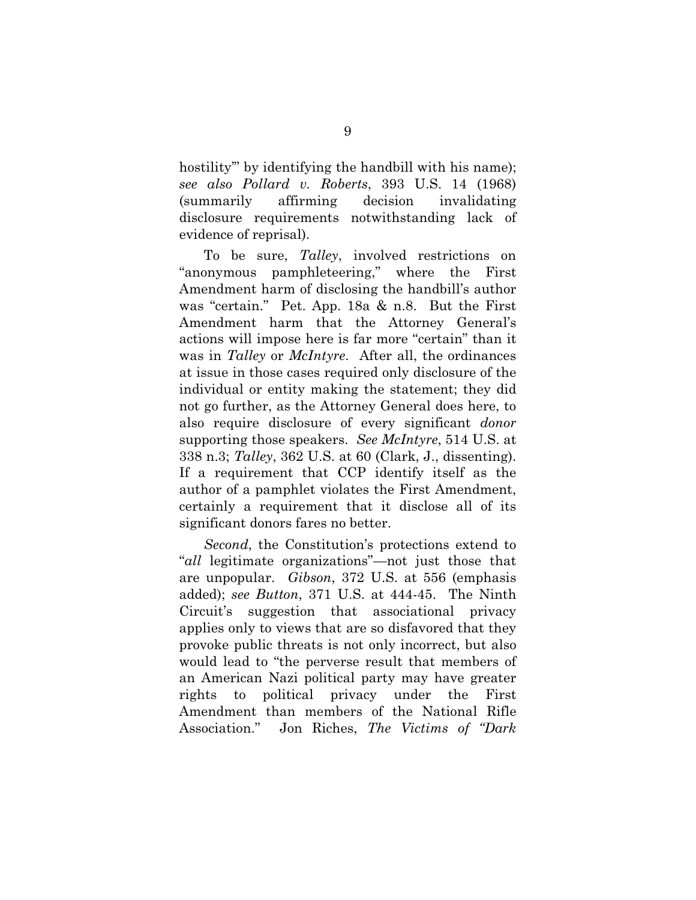hostility'" by identifying the handbill with his name); *see also Pollard v. Roberts*, 393 U.S. 14 (1968) (summarily affirming decision invalidating disclosure requirements notwithstanding lack of evidence of reprisal).

To be sure, *Talley*, involved restrictions on "anonymous pamphleteering," where the First Amendment harm of disclosing the handbill's author was "certain." Pet. App. 18a & n.8. But the First Amendment harm that the Attorney General's actions will impose here is far more "certain" than it was in *Talley* or *McIntyre*. After all, the ordinances at issue in those cases required only disclosure of the individual or entity making the statement; they did not go further, as the Attorney General does here, to also require disclosure of every significant *donor* supporting those speakers. *See McIntyre*, 514 U.S. at 338 n.3; *Talley*, 362 U.S. at 60 (Clark, J., dissenting). If a requirement that CCP identify itself as the author of a pamphlet violates the First Amendment, certainly a requirement that it disclose all of its significant donors fares no better.

*Second*, the Constitution's protections extend to "*all* legitimate organizations"—not just those that are unpopular. *Gibson*, 372 U.S. at 556 (emphasis added); *see Button*, 371 U.S. at 444-45. The Ninth Circuit's suggestion that associational privacy applies only to views that are so disfavored that they provoke public threats is not only incorrect, but also would lead to "the perverse result that members of an American Nazi political party may have greater rights to political privacy under the First Amendment than members of the National Rifle Association." Jon Riches, *The Victims of "Dark*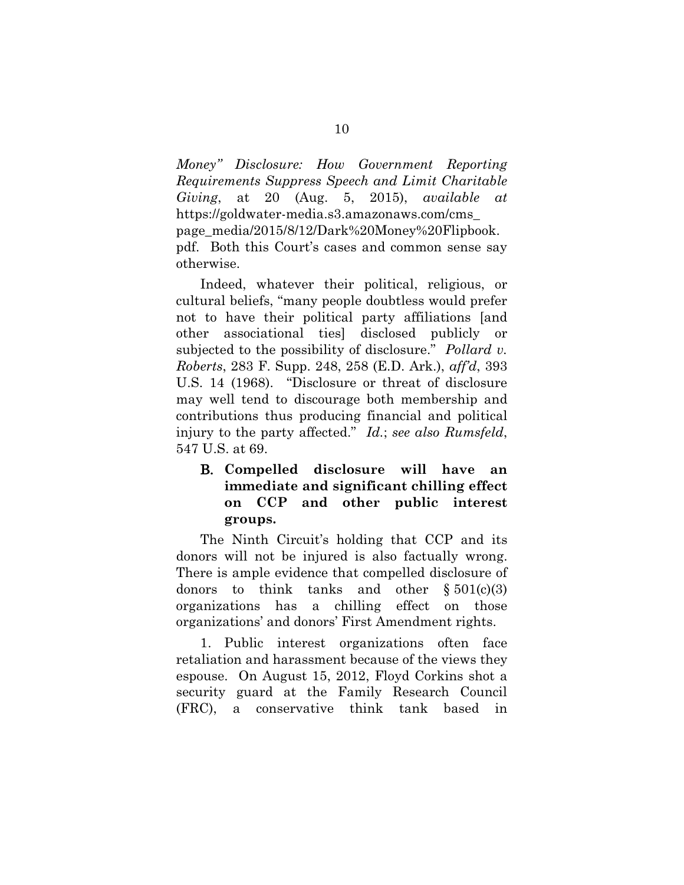*Money" Disclosure: How Government Reporting Requirements Suppress Speech and Limit Charitable Giving*, at 20 (Aug. 5, 2015), *available at* https://goldwater-media.s3.amazonaws.com/cms_page_media/2015/8/12/Dark%20Money%20Flipbook.pdf. Both this Court's cases and common sense say otherwise.

Indeed, whatever their political, religious, or cultural beliefs, "many people doubtless would prefer not to have their political party affiliations [and other associational ties] disclosed publicly or subjected to the possibility of disclosure." *Pollard v. Roberts*, 283 F. Supp. 248, 258 (E.D. Ark.), *aff'd*, 393 U.S. 14 (1968). "Disclosure or threat of disclosure may well tend to discourage both membership and contributions thus producing financial and political injury to the party affected." *Id.*; *see also Rumsfeld*, 547 U.S. at 69.

### B. Compelled disclosure will have an immediate and significant chilling effect on CCP and other public interest groups.

The Ninth Circuit's holding that CCP and its donors will not be injured is also factually wrong. There is ample evidence that compelled disclosure of donors to think tanks and other § 501(c)(3) organizations has a chilling effect on those organizations' and donors' First Amendment rights.

1. Public interest organizations often face retaliation and harassment because of the views they espouse. On August 15, 2012, Floyd Corkins shot a security guard at the Family Research Council (FRC), a conservative think tank based in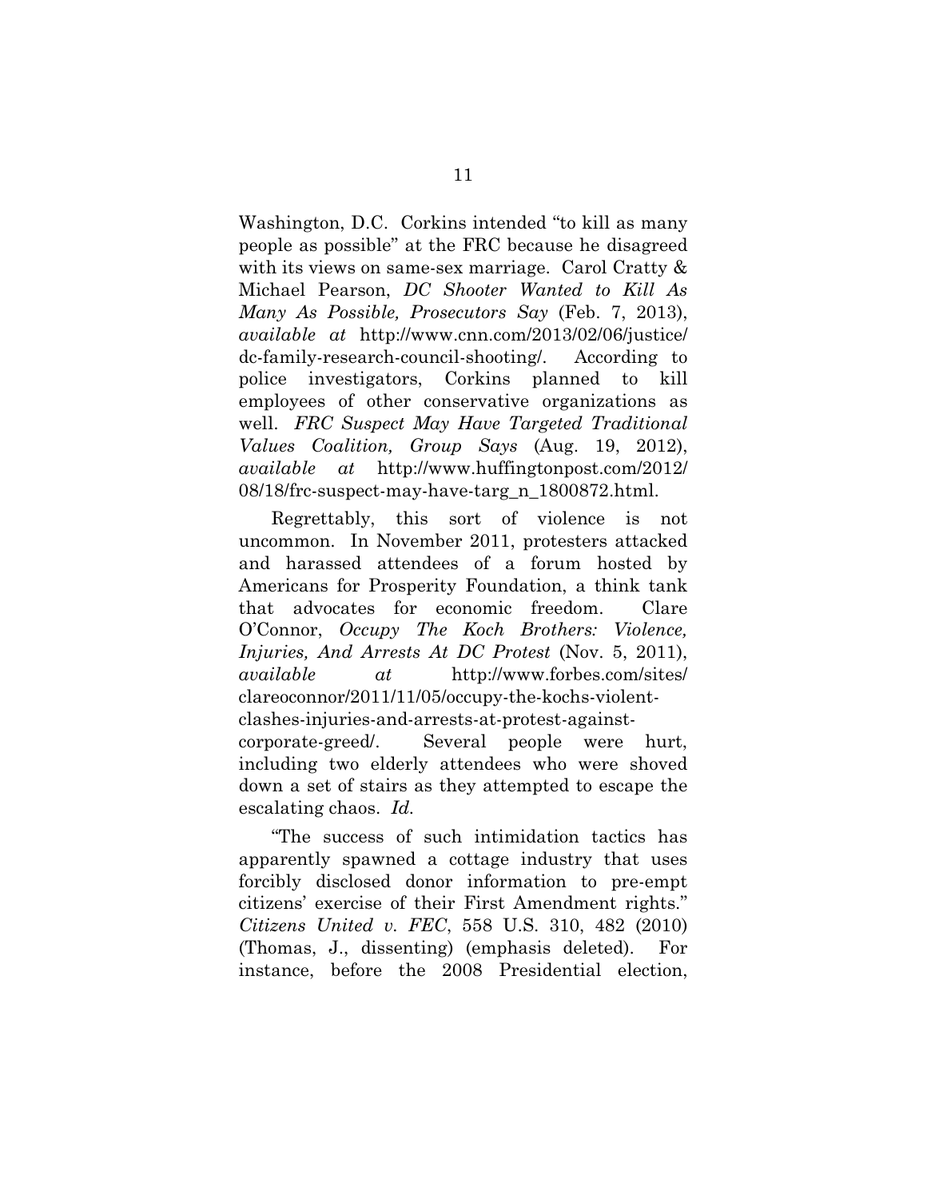Washington, D.C. Corkins intended "to kill as many people as possible" at the FRC because he disagreed with its views on same-sex marriage. Carol Cratty & Michael Pearson, *DC Shooter Wanted to Kill As Many As Possible, Prosecutors Say* (Feb. 7, 2013), *available at* http://www.cnn.com/2013/02/06/justice/dc-family-research-council-shooting/. According to police investigators, Corkins planned to kill employees of other conservative organizations as well. *FRC Suspect May Have Targeted Traditional Values Coalition, Group Says* (Aug. 19, 2012), *available at* http://www.huffingtonpost.com/2012/08/18/frc-suspect-may-have-targ_n_1800872.html.

Regrettably, this sort of violence is not uncommon. In November 2011, protesters attacked and harassed attendees of a forum hosted by Americans for Prosperity Foundation, a think tank that advocates for economic freedom. Clare O'Connor, *Occupy The Koch Brothers: Violence, Injuries, And Arrests At DC Protest* (Nov. 5, 2011), *available at* http://www.forbes.com/sites/clareoconnor/2011/11/05/occupy-the-kochs-violent-clashes-injuries-and-arrests-at-protest-against-corporate-greed/. Several people were hurt, including two elderly attendees who were shoved down a set of stairs as they attempted to escape the escalating chaos. *Id.*

"The success of such intimidation tactics has apparently spawned a cottage industry that uses forcibly disclosed donor information to pre-empt citizens' exercise of their First Amendment rights." *Citizens United v. FEC*, 558 U.S. 310, 482 (2010) (Thomas, J., dissenting) (emphasis deleted). For instance, before the 2008 Presidential election,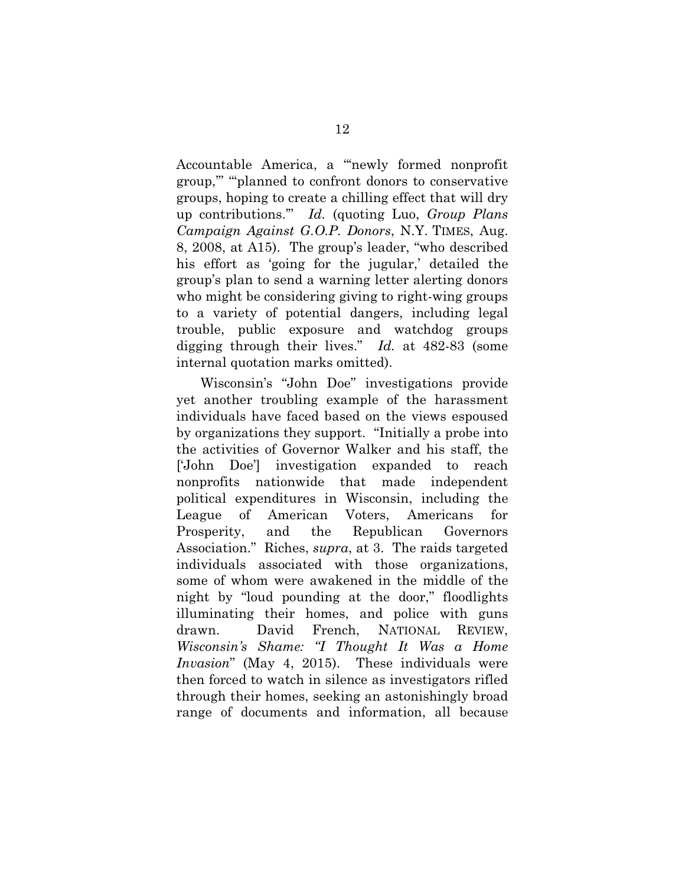Accountable America, a "'newly formed nonprofit group,'" "'planned to confront donors to conservative groups, hoping to create a chilling effect that will dry up contributions.'" *Id.* (quoting Luo, *Group Plans Campaign Against G.O.P. Donors*, N.Y. TIMES, Aug. 8, 2008, at A15). The group's leader, "who described his effort as 'going for the jugular,' detailed the group's plan to send a warning letter alerting donors who might be considering giving to right-wing groups to a variety of potential dangers, including legal trouble, public exposure and watchdog groups digging through their lives." *Id.* at 482-83 (some internal quotation marks omitted).

Wisconsin's "John Doe" investigations provide yet another troubling example of the harassment individuals have faced based on the views espoused by organizations they support. "Initially a probe into the activities of Governor Walker and his staff, the ['John Doe'] investigation expanded to reach nonprofits nationwide that made independent political expenditures in Wisconsin, including the League of American Voters, Americans for Prosperity, and the Republican Governors Association." Riches, *supra*, at 3. The raids targeted individuals associated with those organizations, some of whom were awakened in the middle of the night by "loud pounding at the door," floodlights illuminating their homes, and police with guns drawn. David French, NATIONAL REVIEW, *Wisconsin's Shame: "I Thought It Was a Home Invasion*" (May 4, 2015). These individuals were then forced to watch in silence as investigators rifled through their homes, seeking an astonishingly broad range of documents and information, all because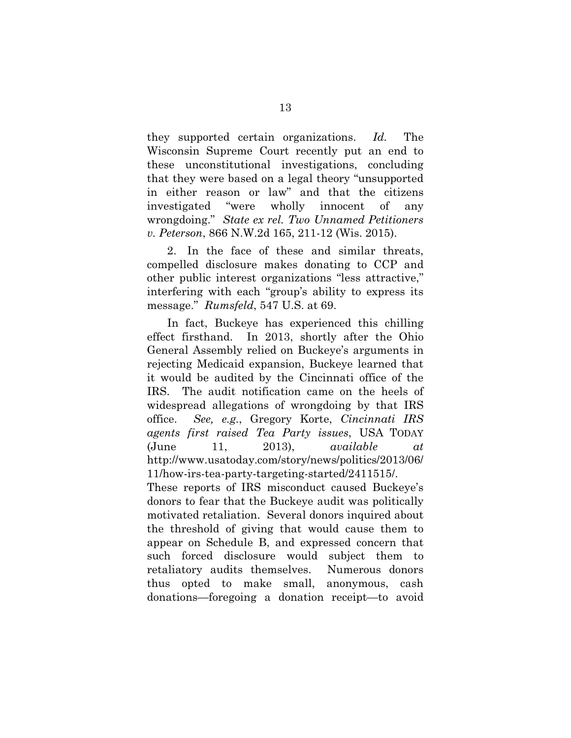they supported certain organizations. *Id.* The Wisconsin Supreme Court recently put an end to these unconstitutional investigations, concluding that they were based on a legal theory "unsupported in either reason or law" and that the citizens investigated "were wholly innocent of any wrongdoing." *State ex rel. Two Unnamed Petitioners v. Peterson*, 866 N.W.2d 165, 211-12 (Wis. 2015).

2. In the face of these and similar threats, compelled disclosure makes donating to CCP and other public interest organizations "less attractive," interfering with each "group's ability to express its message." *Rumsfeld*, 547 U.S. at 69.

In fact, Buckeye has experienced this chilling effect firsthand. In 2013, shortly after the Ohio General Assembly relied on Buckeye's arguments in rejecting Medicaid expansion, Buckeye learned that it would be audited by the Cincinnati office of the IRS. The audit notification came on the heels of widespread allegations of wrongdoing by that IRS office. *See, e.g.*, Gregory Korte, *Cincinnati IRS agents first raised Tea Party issues*, USA TODAY (June 11, 2013), *available at* http://www.usatoday.com/story/news/politics/2013/06/11/how-irs-tea-party-targeting-started/2411515/. These reports of IRS misconduct caused Buckeye's donors to fear that the Buckeye audit was politically motivated retaliation. Several donors inquired about the threshold of giving that would cause them to appear on Schedule B, and expressed concern that such forced disclosure would subject them to retaliatory audits themselves. Numerous donors thus opted to make small, anonymous, cash donations—foregoing a donation receipt—to avoid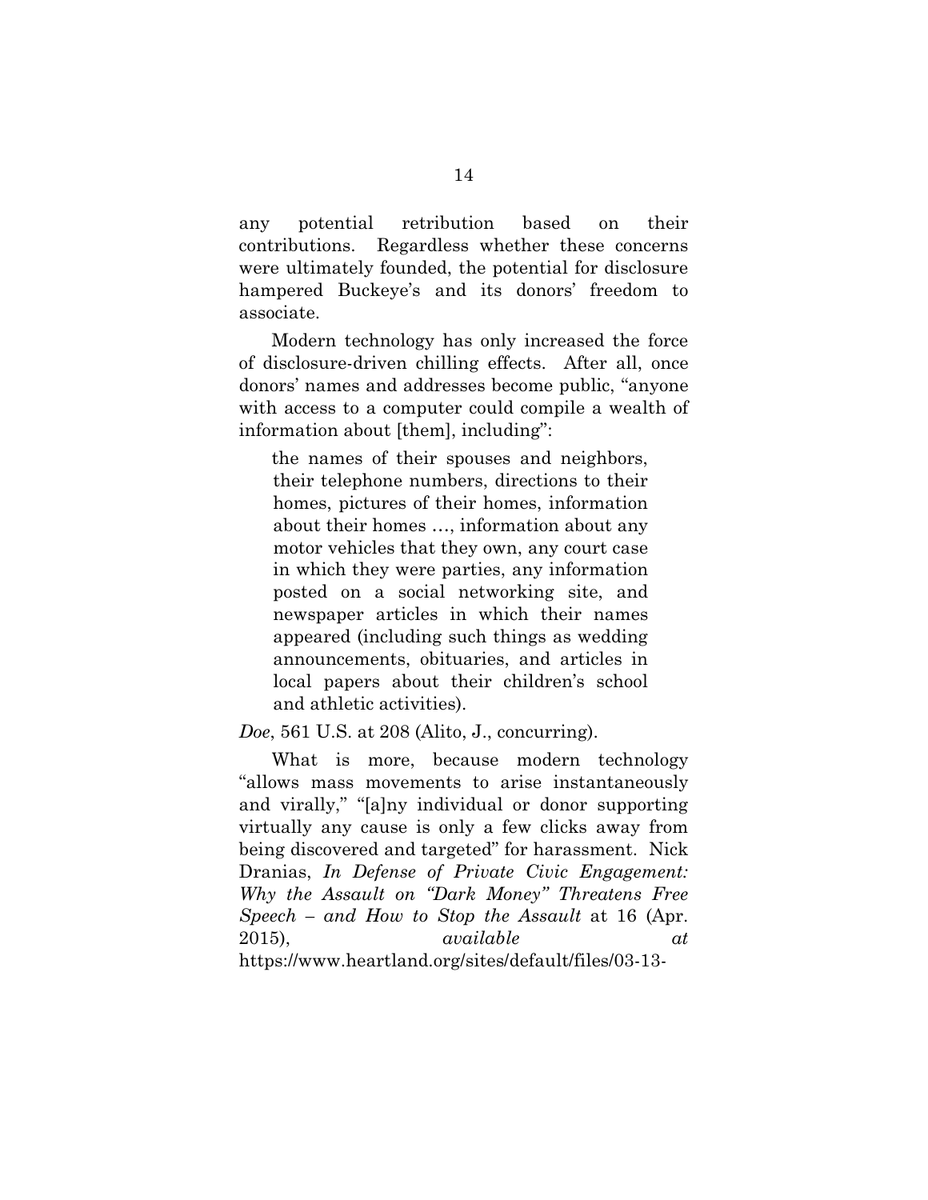any potential retribution based on their contributions. Regardless whether these concerns were ultimately founded, the potential for disclosure hampered Buckeye's and its donors' freedom to associate.

Modern technology has only increased the force of disclosure-driven chilling effects. After all, once donors' names and addresses become public, "anyone with access to a computer could compile a wealth of information about [them], including":

> the names of their spouses and neighbors, their telephone numbers, directions to their homes, pictures of their homes, information about their homes …, information about any motor vehicles that they own, any court case in which they were parties, any information posted on a social networking site, and newspaper articles in which their names appeared (including such things as wedding announcements, obituaries, and articles in local papers about their children's school and athletic activities).

*Doe*, 561 U.S. at 208 (Alito, J., concurring).

What is more, because modern technology "allows mass movements to arise instantaneously and virally," "[a]ny individual or donor supporting virtually any cause is only a few clicks away from being discovered and targeted" for harassment. Nick Dranias, *In Defense of Private Civic Engagement: Why the Assault on "Dark Money" Threatens Free Speech – and How to Stop the Assault* at 16 (Apr. 2015), *available at* https://www.heartland.org/sites/default/files/03-13-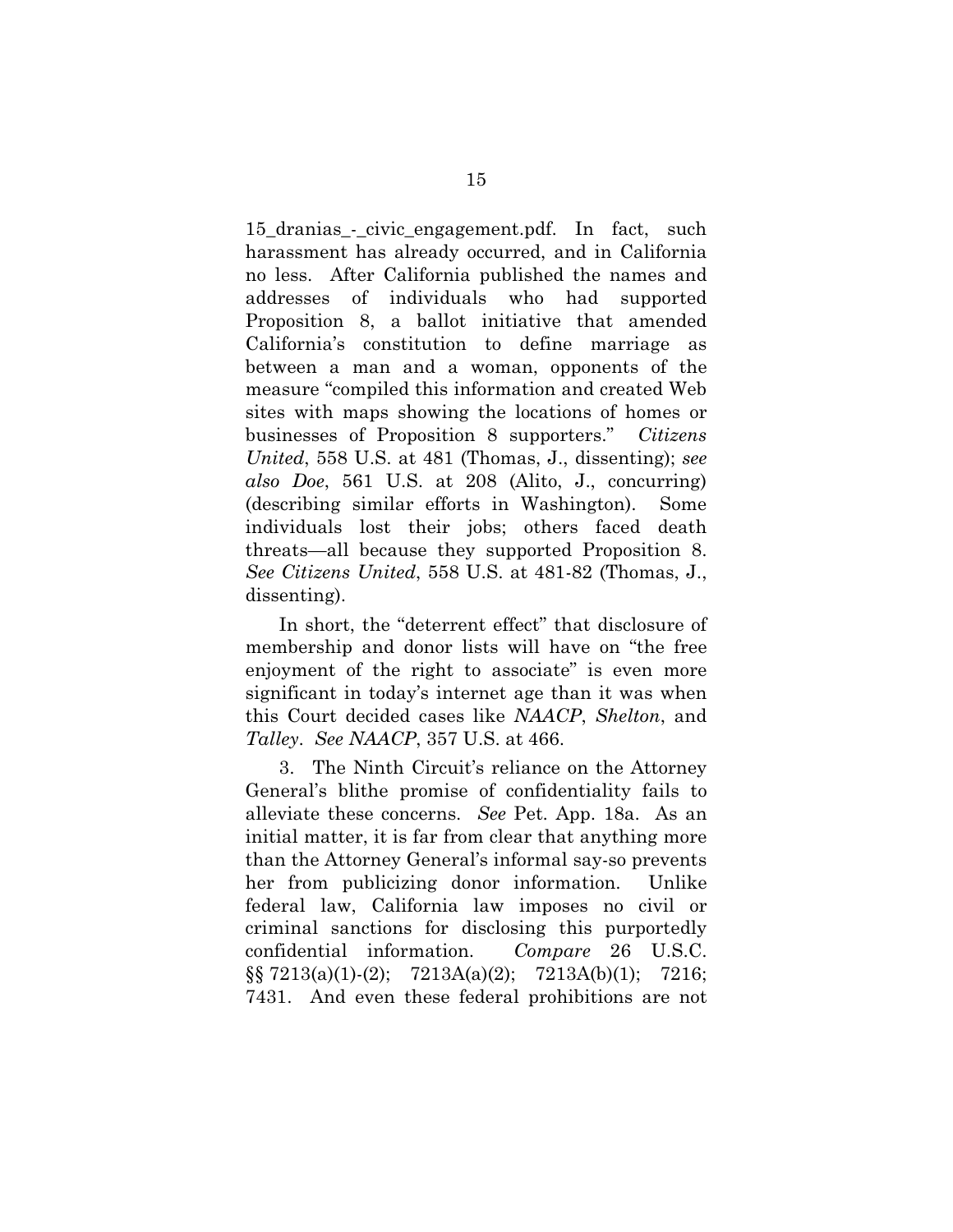15_dranias_-_civic_engagement.pdf. In fact, such harassment has already occurred, and in California no less. After California published the names and addresses of individuals who had supported Proposition 8, a ballot initiative that amended California's constitution to define marriage as between a man and a woman, opponents of the measure "compiled this information and created Web sites with maps showing the locations of homes or businesses of Proposition 8 supporters." *Citizens United*, 558 U.S. at 481 (Thomas, J., dissenting); *see also Doe*, 561 U.S. at 208 (Alito, J., concurring) (describing similar efforts in Washington). Some individuals lost their jobs; others faced death threats—all because they supported Proposition 8. *See Citizens United*, 558 U.S. at 481-82 (Thomas, J., dissenting).

In short, the "deterrent effect" that disclosure of membership and donor lists will have on "the free enjoyment of the right to associate" is even more significant in today's internet age than it was when this Court decided cases like *NAACP*, *Shelton*, and *Talley*. *See NAACP*, 357 U.S. at 466.

3. The Ninth Circuit's reliance on the Attorney General's blithe promise of confidentiality fails to alleviate these concerns. *See* Pet. App. 18a. As an initial matter, it is far from clear that anything more than the Attorney General's informal say-so prevents her from publicizing donor information. Unlike federal law, California law imposes no civil or criminal sanctions for disclosing this purportedly confidential information. *Compare* 26 U.S.C. §§ 7213(a)(1)-(2); 7213A(a)(2); 7213A(b)(1); 7216; 7431. And even these federal prohibitions are not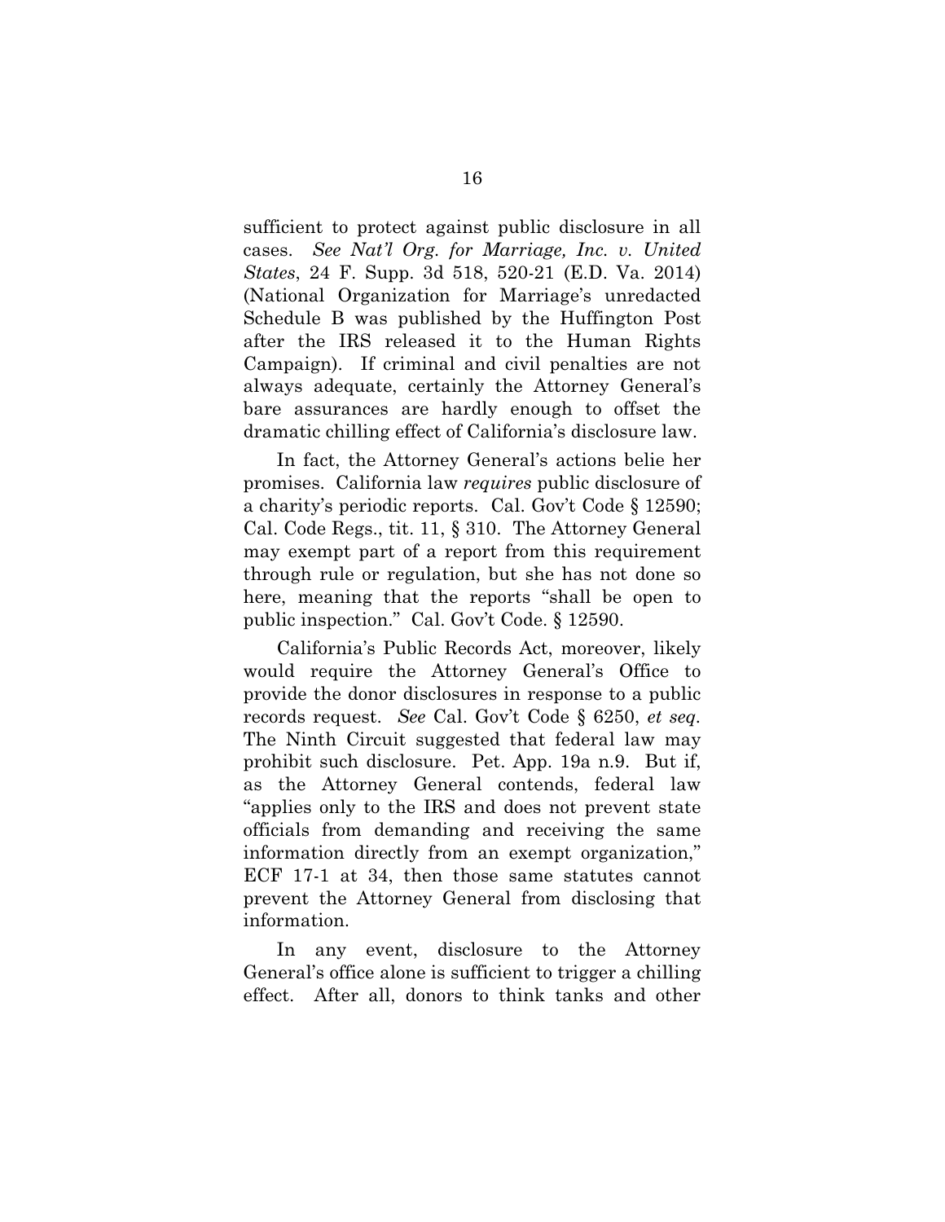sufficient to protect against public disclosure in all cases. *See Nat'l Org. for Marriage, Inc. v. United States*, 24 F. Supp. 3d 518, 520-21 (E.D. Va. 2014) (National Organization for Marriage's unredacted Schedule B was published by the Huffington Post after the IRS released it to the Human Rights Campaign). If criminal and civil penalties are not always adequate, certainly the Attorney General's bare assurances are hardly enough to offset the dramatic chilling effect of California's disclosure law.

In fact, the Attorney General's actions belie her promises. California law *requires* public disclosure of a charity's periodic reports. Cal. Gov't Code § 12590; Cal. Code Regs., tit. 11, § 310. The Attorney General may exempt part of a report from this requirement through rule or regulation, but she has not done so here, meaning that the reports "shall be open to public inspection." Cal. Gov't Code. § 12590.

California's Public Records Act, moreover, likely would require the Attorney General's Office to provide the donor disclosures in response to a public records request. *See* Cal. Gov't Code § 6250, *et seq.* The Ninth Circuit suggested that federal law may prohibit such disclosure. Pet. App. 19a n.9. But if, as the Attorney General contends, federal law "applies only to the IRS and does not prevent state officials from demanding and receiving the same information directly from an exempt organization," ECF 17-1 at 34, then those same statutes cannot prevent the Attorney General from disclosing that information.

In any event, disclosure to the Attorney General's office alone is sufficient to trigger a chilling effect. After all, donors to think tanks and other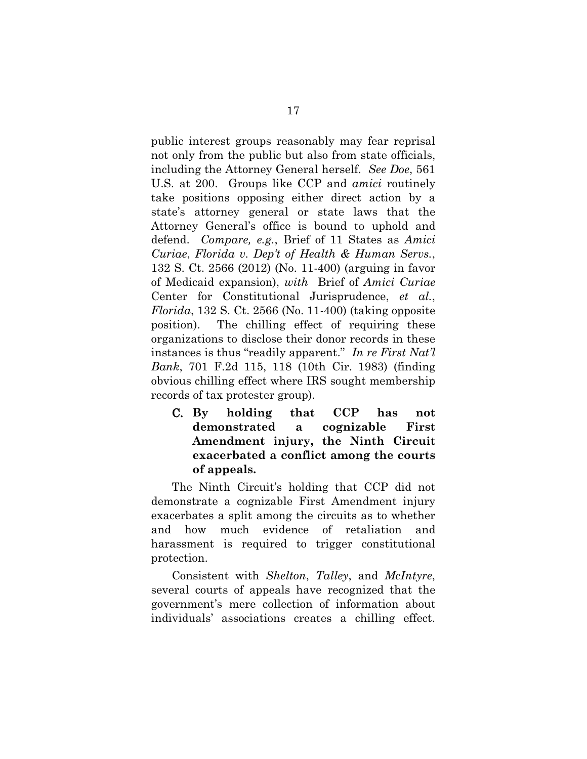public interest groups reasonably may fear reprisal not only from the public but also from state officials, including the Attorney General herself. *See Doe*, 561 U.S. at 200. Groups like CCP and *amici* routinely take positions opposing either direct action by a state's attorney general or state laws that the Attorney General's office is bound to uphold and defend. *Compare, e.g.*, Brief of 11 States as *Amici Curiae*, *Florida v. Dep't of Health & Human Servs.*, 132 S. Ct. 2566 (2012) (No. 11-400) (arguing in favor of Medicaid expansion), *with* Brief of *Amici Curiae* Center for Constitutional Jurisprudence, *et al.*, *Florida*, 132 S. Ct. 2566 (No. 11-400) (taking opposite position). The chilling effect of requiring these organizations to disclose their donor records in these instances is thus "readily apparent." *In re First Nat'l Bank*, 701 F.2d 115, 118 (10th Cir. 1983) (finding obvious chilling effect where IRS sought membership records of tax protester group).

### C. By holding that CCP has not demonstrated a cognizable First Amendment injury, the Ninth Circuit exacerbated a conflict among the courts of appeals.

The Ninth Circuit's holding that CCP did not demonstrate a cognizable First Amendment injury exacerbates a split among the circuits as to whether and how much evidence of retaliation and harassment is required to trigger constitutional protection.

Consistent with *Shelton*, *Talley*, and *McIntyre*, several courts of appeals have recognized that the government's mere collection of information about individuals' associations creates a chilling effect.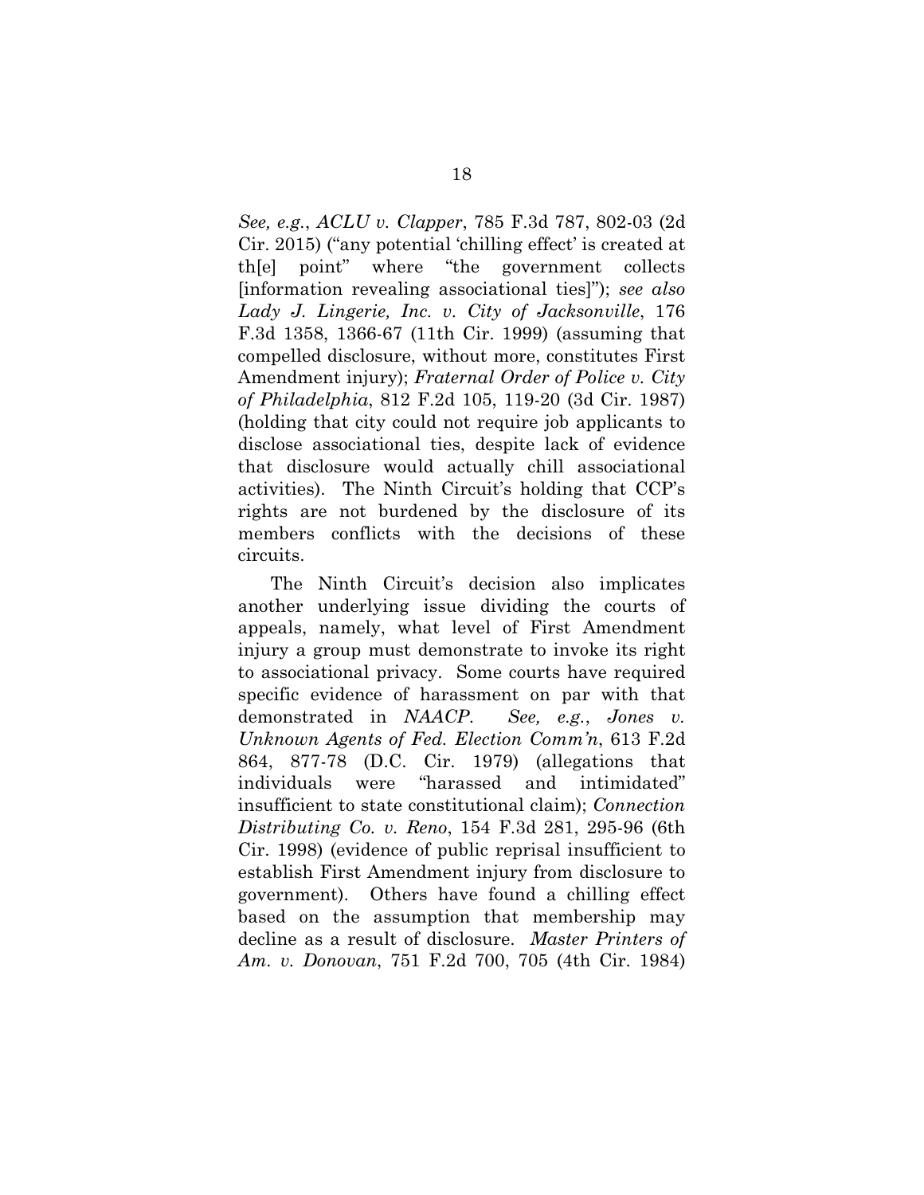*See, e.g.*, *ACLU v. Clapper*, 785 F.3d 787, 802-03 (2d Cir. 2015) ("any potential 'chilling effect' is created at th[e] point" where "the government collects [information revealing associational ties]"); *see also Lady J. Lingerie, Inc. v. City of Jacksonville*, 176 F.3d 1358, 1366-67 (11th Cir. 1999) (assuming that compelled disclosure, without more, constitutes First Amendment injury); *Fraternal Order of Police v. City of Philadelphia*, 812 F.2d 105, 119-20 (3d Cir. 1987) (holding that city could not require job applicants to disclose associational ties, despite lack of evidence that disclosure would actually chill associational activities). The Ninth Circuit's holding that CCP's rights are not burdened by the disclosure of its members conflicts with the decisions of these circuits.

The Ninth Circuit's decision also implicates another underlying issue dividing the courts of appeals, namely, what level of First Amendment injury a group must demonstrate to invoke its right to associational privacy. Some courts have required specific evidence of harassment on par with that demonstrated in *NAACP*. *See, e.g.*, *Jones v. Unknown Agents of Fed. Election Comm'n*, 613 F.2d 864, 877-78 (D.C. Cir. 1979) (allegations that individuals were "harassed and intimidated" insufficient to state constitutional claim); *Connection Distributing Co. v. Reno*, 154 F.3d 281, 295-96 (6th Cir. 1998) (evidence of public reprisal insufficient to establish First Amendment injury from disclosure to government). Others have found a chilling effect based on the assumption that membership may decline as a result of disclosure. *Master Printers of Am. v. Donovan*, 751 F.2d 700, 705 (4th Cir. 1984)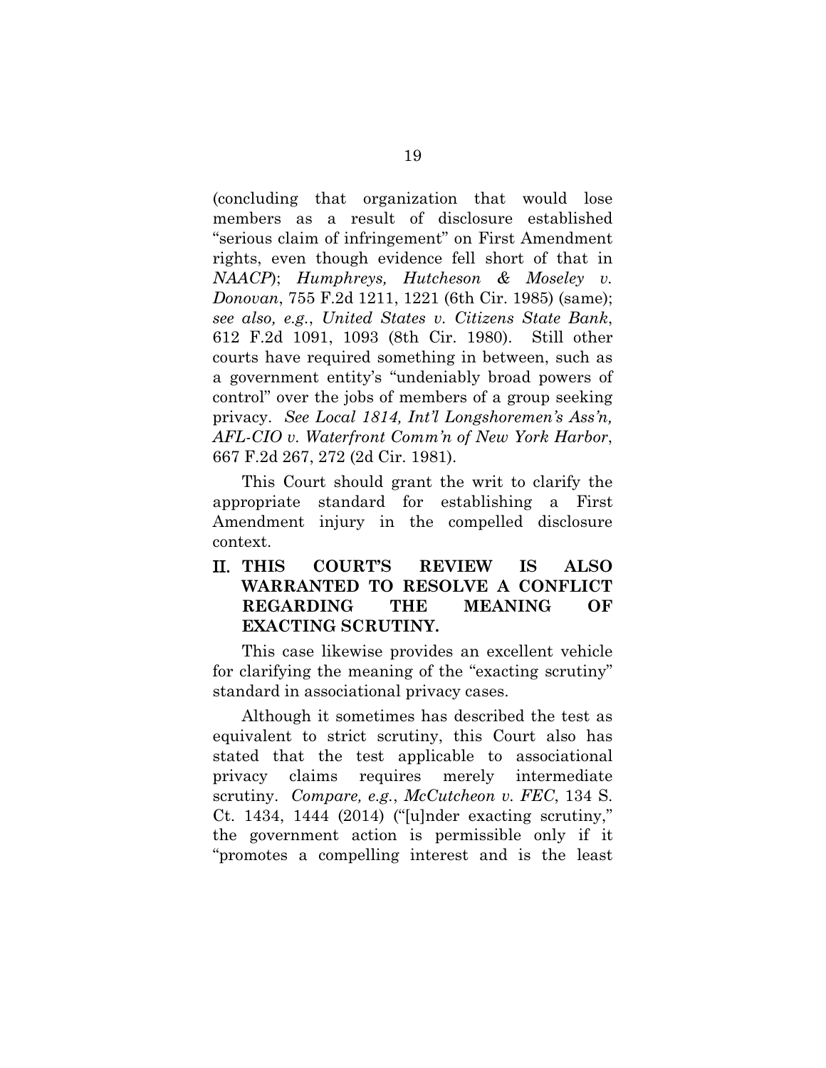(concluding that organization that would lose members as a result of disclosure established "serious claim of infringement" on First Amendment rights, even though evidence fell short of that in *NAACP*); *Humphreys, Hutcheson & Moseley v. Donovan*, 755 F.2d 1211, 1221 (6th Cir. 1985) (same); *see also, e.g.*, *United States v. Citizens State Bank*, 612 F.2d 1091, 1093 (8th Cir. 1980). Still other courts have required something in between, such as a government entity's "undeniably broad powers of control" over the jobs of members of a group seeking privacy. *See Local 1814, Int'l Longshoremen's Ass'n, AFL-CIO v. Waterfront Comm'n of New York Harbor*, 667 F.2d 267, 272 (2d Cir. 1981).

This Court should grant the writ to clarify the appropriate standard for establishing a First Amendment injury in the compelled disclosure context.

## II. THIS COURT'S REVIEW IS ALSO WARRANTED TO RESOLVE A CONFLICT REGARDING THE MEANING OF EXACTING SCRUTINY.

This case likewise provides an excellent vehicle for clarifying the meaning of the "exacting scrutiny" standard in associational privacy cases.

Although it sometimes has described the test as equivalent to strict scrutiny, this Court also has stated that the test applicable to associational privacy claims requires merely intermediate scrutiny. *Compare, e.g.*, *McCutcheon v. FEC*, 134 S. Ct. 1434, 1444 (2014) ("[u]nder exacting scrutiny," the government action is permissible only if it "promotes a compelling interest and is the least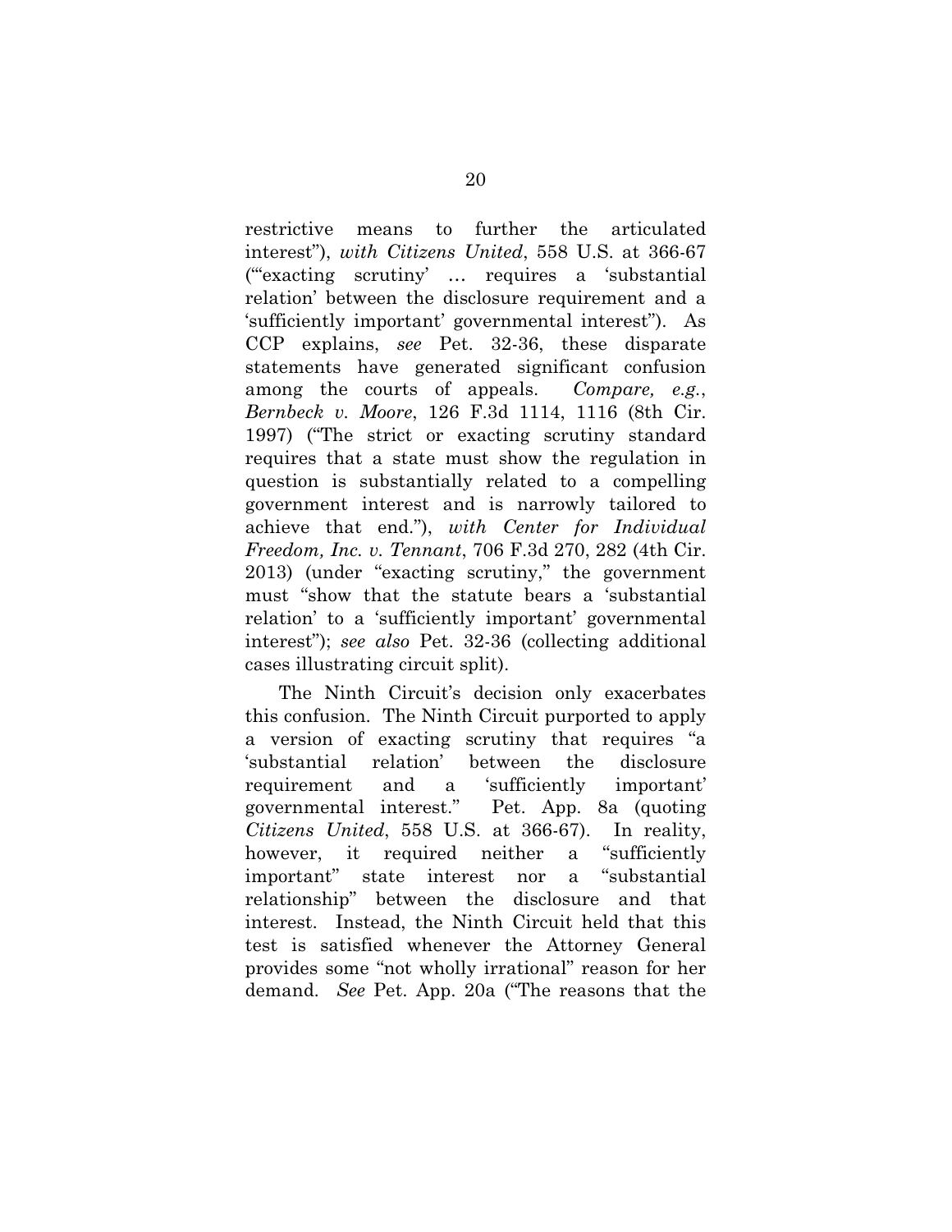restrictive means to further the articulated interest"), *with Citizens United*, 558 U.S. at 366-67 ("'exacting scrutiny' … requires a 'substantial relation' between the disclosure requirement and a 'sufficiently important' governmental interest"). As CCP explains, *see* Pet. 32-36, these disparate statements have generated significant confusion among the courts of appeals. *Compare, e.g.*, *Bernbeck v. Moore*, 126 F.3d 1114, 1116 (8th Cir. 1997) ("The strict or exacting scrutiny standard requires that a state must show the regulation in question is substantially related to a compelling government interest and is narrowly tailored to achieve that end."), *with Center for Individual Freedom, Inc. v. Tennant*, 706 F.3d 270, 282 (4th Cir. 2013) (under "exacting scrutiny," the government must "show that the statute bears a 'substantial relation' to a 'sufficiently important' governmental interest"); *see also* Pet. 32-36 (collecting additional cases illustrating circuit split).

The Ninth Circuit's decision only exacerbates this confusion. The Ninth Circuit purported to apply a version of exacting scrutiny that requires "a 'substantial relation' between the disclosure requirement and a 'sufficiently important' governmental interest." Pet. App. 8a (quoting *Citizens United*, 558 U.S. at 366-67). In reality, however, it required neither a "sufficiently important" state interest nor a "substantial relationship" between the disclosure and that interest. Instead, the Ninth Circuit held that this test is satisfied whenever the Attorney General provides some "not wholly irrational" reason for her demand. *See* Pet. App. 20a ("The reasons that the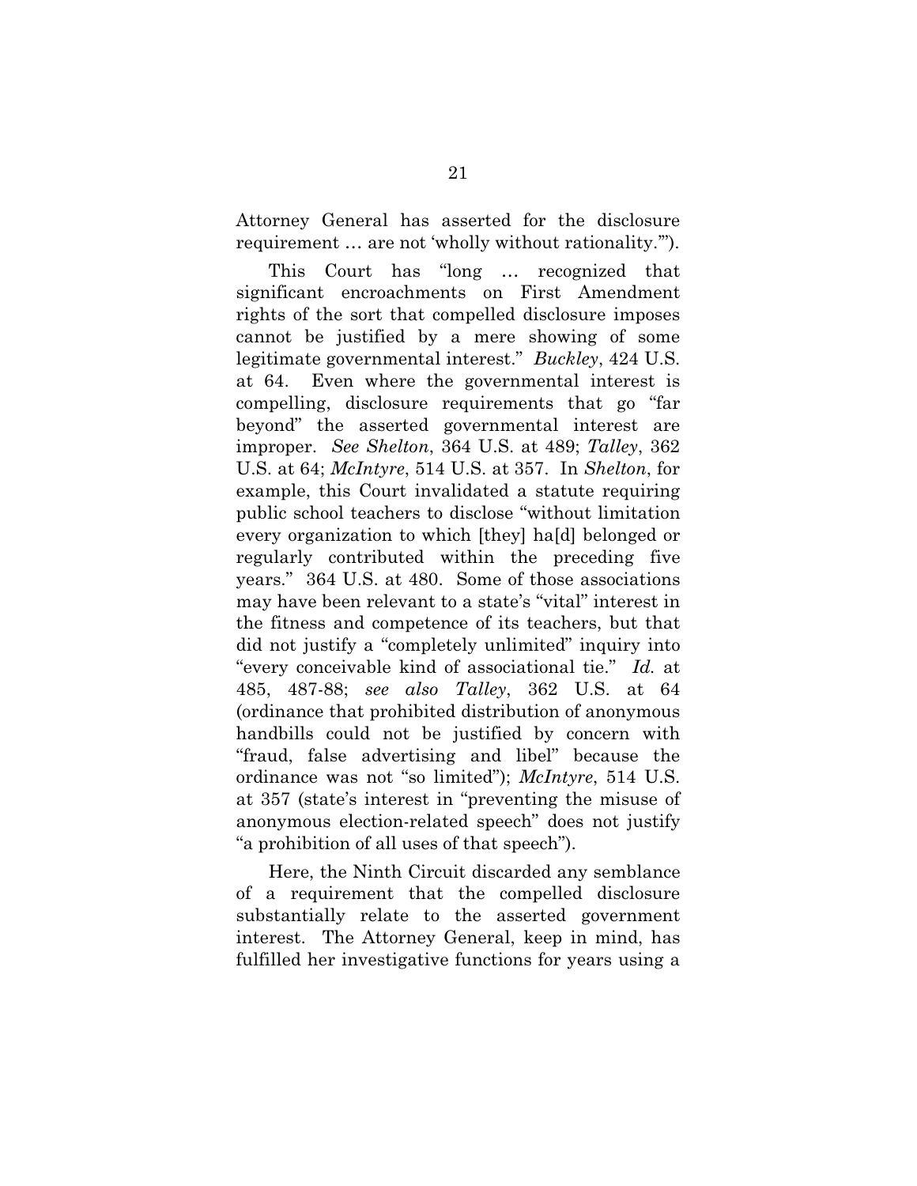Attorney General has asserted for the disclosure requirement … are not 'wholly without rationality.'").

This Court has "long … recognized that significant encroachments on First Amendment rights of the sort that compelled disclosure imposes cannot be justified by a mere showing of some legitimate governmental interest." *Buckley*, 424 U.S. at 64. Even where the governmental interest is compelling, disclosure requirements that go "far beyond" the asserted governmental interest are improper. *See Shelton*, 364 U.S. at 489; *Talley*, 362 U.S. at 64; *McIntyre*, 514 U.S. at 357. In *Shelton*, for example, this Court invalidated a statute requiring public school teachers to disclose "without limitation every organization to which [they] ha[d] belonged or regularly contributed within the preceding five years." 364 U.S. at 480. Some of those associations may have been relevant to a state's "vital" interest in the fitness and competence of its teachers, but that did not justify a "completely unlimited" inquiry into "every conceivable kind of associational tie." *Id.* at 485, 487-88; *see also Talley*, 362 U.S. at 64 (ordinance that prohibited distribution of anonymous handbills could not be justified by concern with "fraud, false advertising and libel" because the ordinance was not "so limited"); *McIntyre*, 514 U.S. at 357 (state's interest in "preventing the misuse of anonymous election-related speech" does not justify "a prohibition of all uses of that speech").

Here, the Ninth Circuit discarded any semblance of a requirement that the compelled disclosure substantially relate to the asserted government interest. The Attorney General, keep in mind, has fulfilled her investigative functions for years using a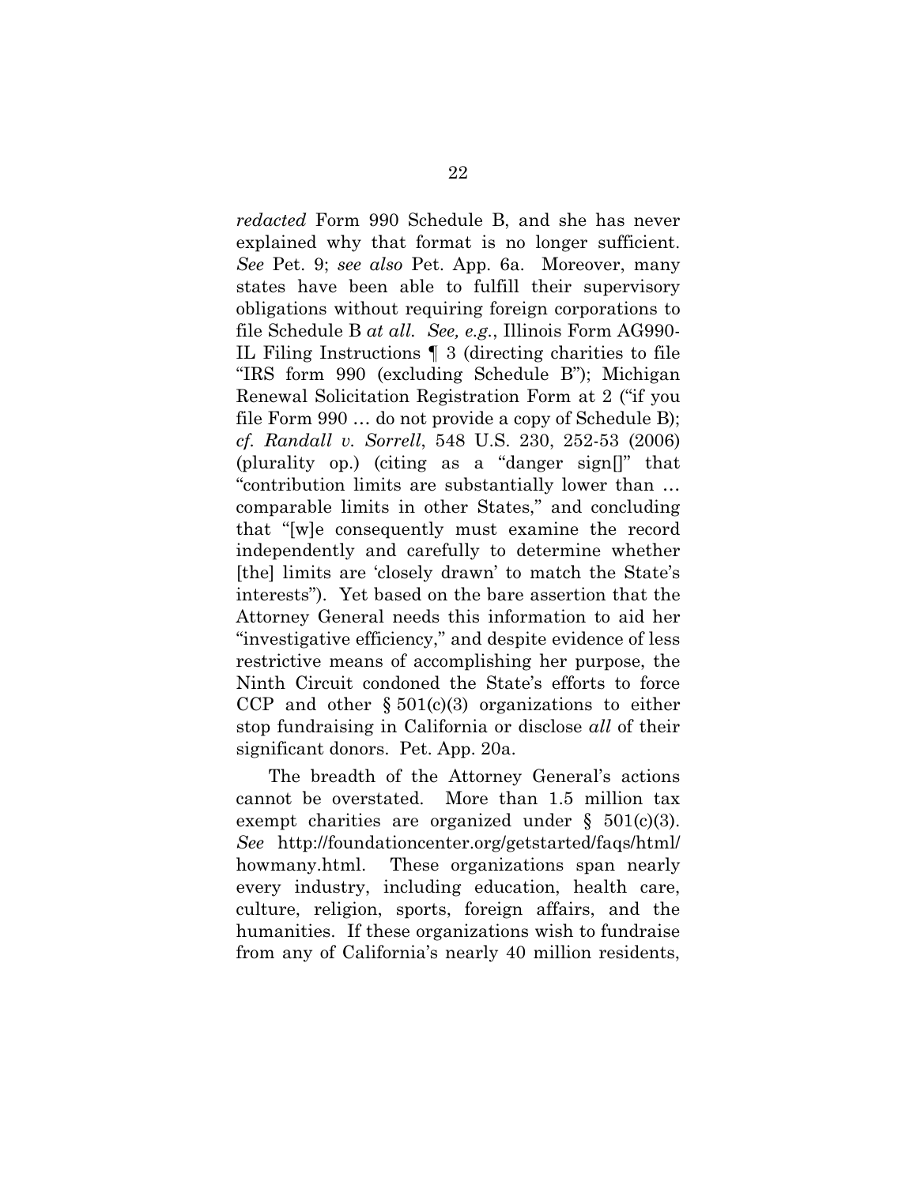*redacted* Form 990 Schedule B, and she has never explained why that format is no longer sufficient. *See* Pet. 9; *see also* Pet. App. 6a. Moreover, many states have been able to fulfill their supervisory obligations without requiring foreign corporations to file Schedule B *at all*. *See, e.g.*, Illinois Form AG990-IL Filing Instructions ¶ 3 (directing charities to file "IRS form 990 (excluding Schedule B"); Michigan Renewal Solicitation Registration Form at 2 ("if you file Form 990 … do not provide a copy of Schedule B); *cf. Randall v. Sorrell*, 548 U.S. 230, 252-53 (2006) (plurality op.) (citing as a "danger sign[]" that "contribution limits are substantially lower than … comparable limits in other States," and concluding that "[w]e consequently must examine the record independently and carefully to determine whether [the] limits are 'closely drawn' to match the State's interests"). Yet based on the bare assertion that the Attorney General needs this information to aid her "investigative efficiency," and despite evidence of less restrictive means of accomplishing her purpose, the Ninth Circuit condoned the State's efforts to force CCP and other § 501(c)(3) organizations to either stop fundraising in California or disclose *all* of their significant donors. Pet. App. 20a.

The breadth of the Attorney General's actions cannot be overstated. More than 1.5 million tax exempt charities are organized under § 501(c)(3). *See* http://foundationcenter.org/getstarted/faqs/html/howmany.html. These organizations span nearly every industry, including education, health care, culture, religion, sports, foreign affairs, and the humanities. If these organizations wish to fundraise from any of California's nearly 40 million residents,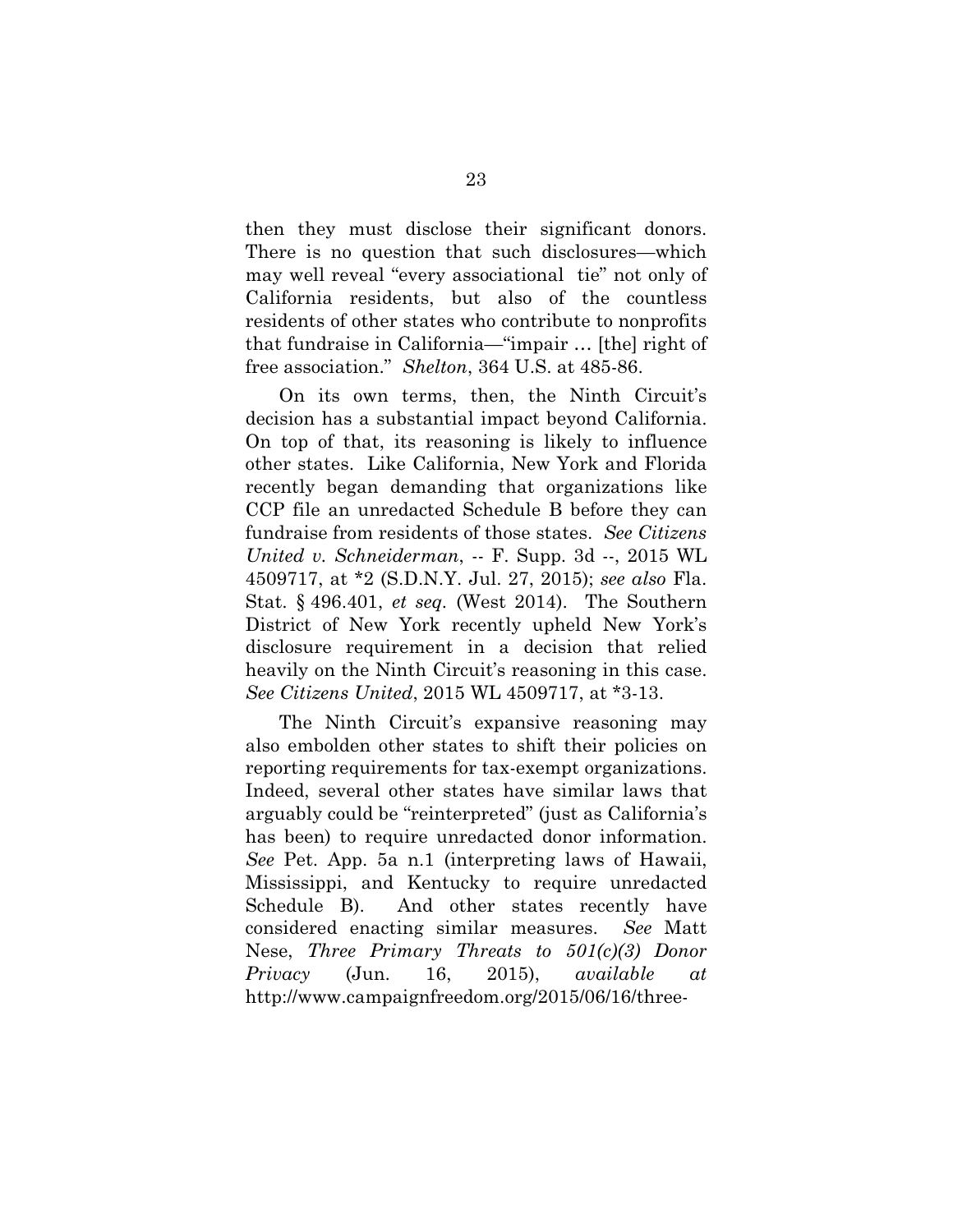then they must disclose their significant donors. There is no question that such disclosures—which may well reveal "every associational tie" not only of California residents, but also of the countless residents of other states who contribute to nonprofits that fundraise in California—"impair … [the] right of free association." *Shelton*, 364 U.S. at 485-86.

On its own terms, then, the Ninth Circuit's decision has a substantial impact beyond California. On top of that, its reasoning is likely to influence other states. Like California, New York and Florida recently began demanding that organizations like CCP file an unredacted Schedule B before they can fundraise from residents of those states. *See Citizens United v. Schneiderman*, -- F. Supp. 3d --, 2015 WL 4509717, at *2 (S.D.N.Y. Jul. 27, 2015); *see also* Fla. Stat. § 496.401, *et seq*. (West 2014). The Southern District of New York recently upheld New York's disclosure requirement in a decision that relied heavily on the Ninth Circuit's reasoning in this case. *See Citizens United*, 2015 WL 4509717, at *3-13.

The Ninth Circuit's expansive reasoning may also embolden other states to shift their policies on reporting requirements for tax-exempt organizations. Indeed, several other states have similar laws that arguably could be "reinterpreted" (just as California's has been) to require unredacted donor information. *See* Pet. App. 5a n.1 (interpreting laws of Hawaii, Mississippi, and Kentucky to require unredacted Schedule B). And other states recently have considered enacting similar measures. *See* Matt Nese, *Three Primary Threats to 501(c)(3) Donor Privacy* (Jun. 16, 2015), *available at* http://www.campaignfreedom.org/2015/06/16/three-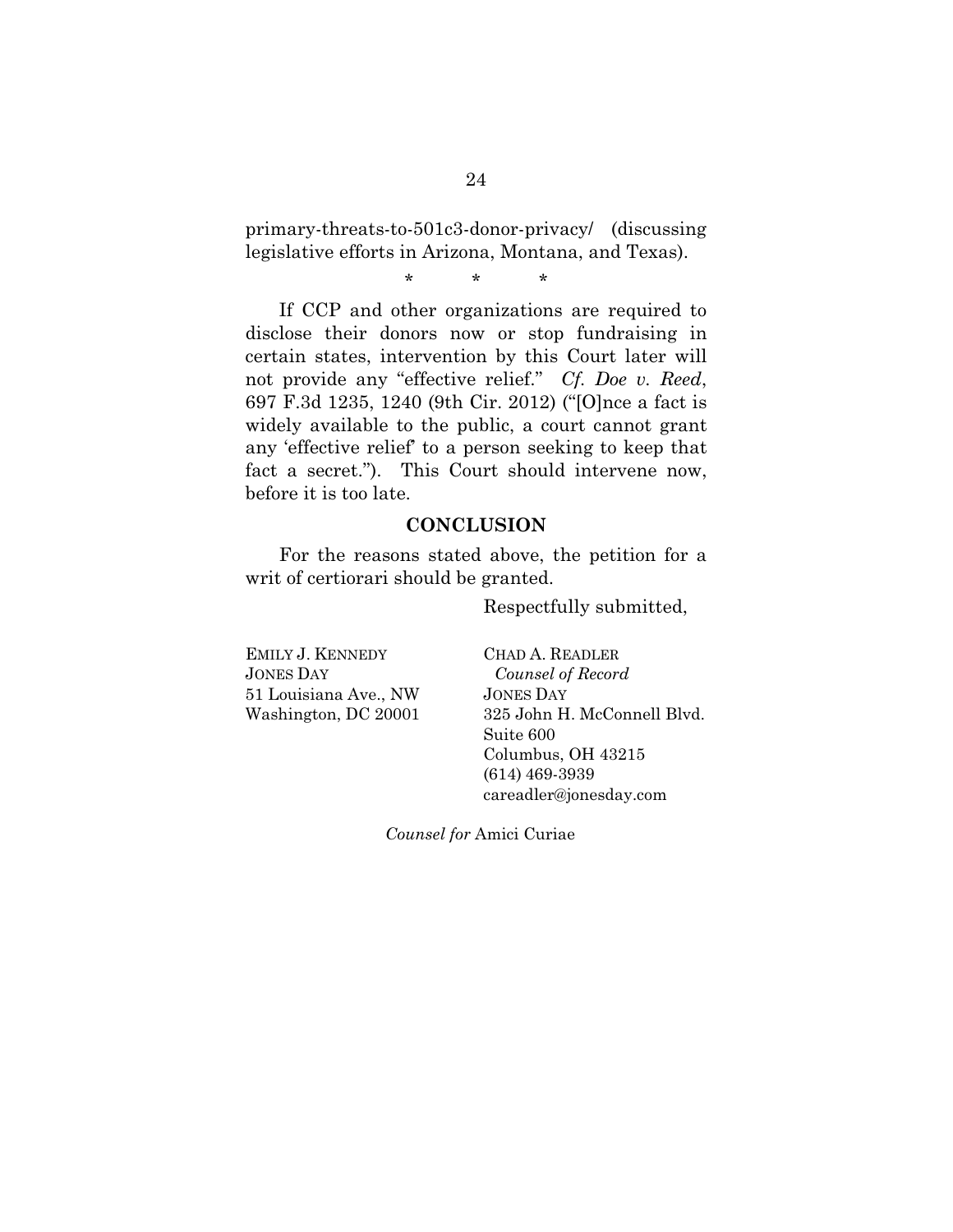primary-threats-to-501c3-donor-privacy/ (discussing legislative efforts in Arizona, Montana, and Texas).

\* \* \*

If CCP and other organizations are required to disclose their donors now or stop fundraising in certain states, intervention by this Court later will not provide any "effective relief." *Cf. Doe v. Reed*, 697 F.3d 1235, 1240 (9th Cir. 2012) ("[O]nce a fact is widely available to the public, a court cannot grant any 'effective relief' to a person seeking to keep that fact a secret."). This Court should intervene now, before it is too late.

## CONCLUSION

For the reasons stated above, the petition for a writ of certiorari should be granted.

Respectfully submitted,

EMILY J. KENNEDY
JONES DAY
51 Louisiana Ave., NW
Washington, DC 20001

CHAD A. READLER
*Counsel of Record*
JONES DAY
325 John H. McConnell Blvd.
Suite 600
Columbus, OH 43215
(614) 469-3939
careadler@jonesday.com

*Counsel for* Amici Curiae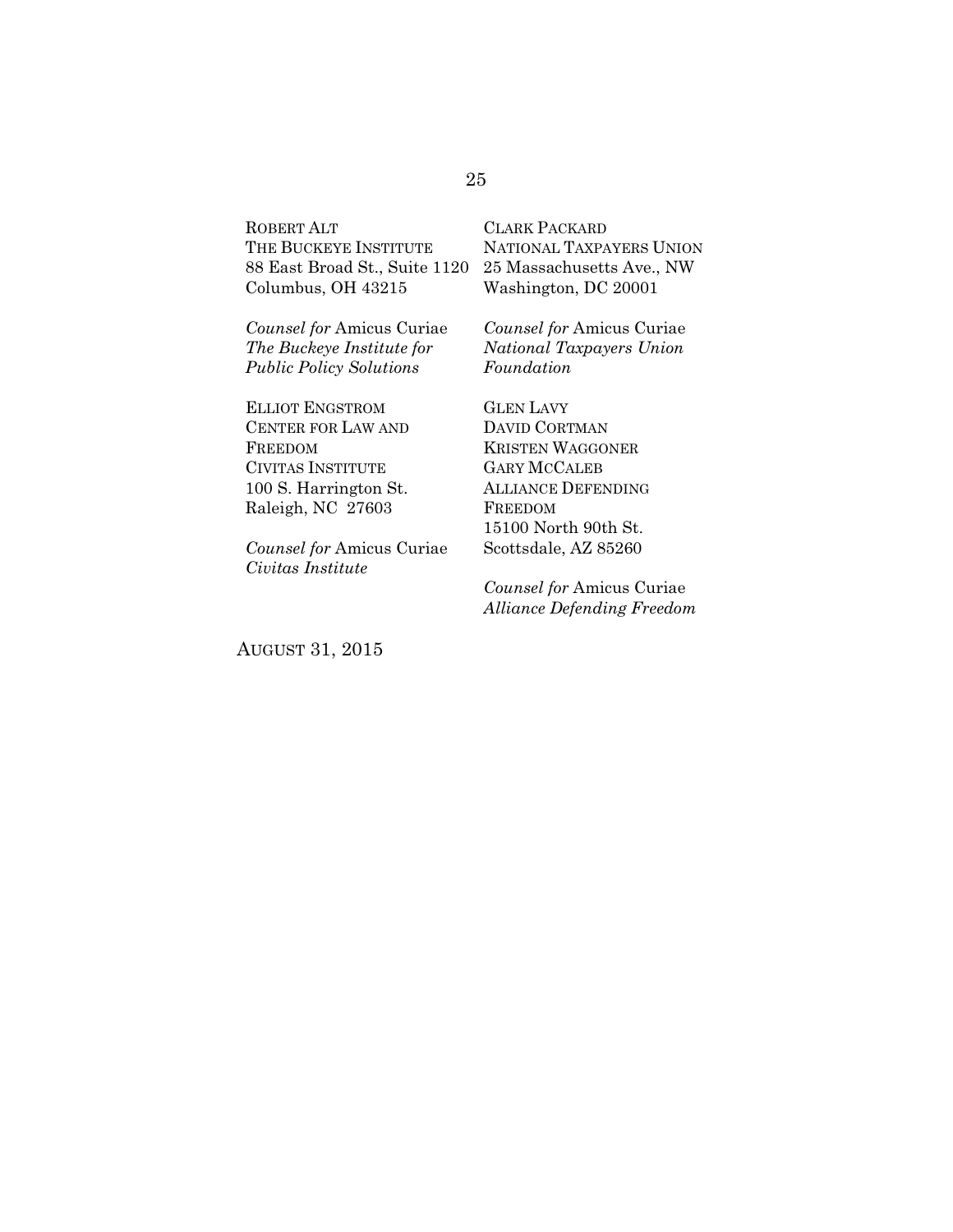ROBERT ALT
THE BUCKEYE INSTITUTE
88 East Broad St., Suite 1120
Columbus, OH 43215

*Counsel for* Amicus Curiae
*The Buckeye Institute for Public Policy Solutions*

ELLIOT ENGSTROM
CENTER FOR LAW AND FREEDOM
CIVITAS INSTITUTE
100 S. Harrington St.
Raleigh, NC 27603

*Counsel for* Amicus Curiae
*Civitas Institute*

CLARK PACKARD
NATIONAL TAXPAYERS UNION
25 Massachusetts Ave., NW
Washington, DC 20001

*Counsel for* Amicus Curiae
*National Taxpayers Union Foundation*

GLEN LAVY
DAVID CORTMAN
KRISTEN WAGGONER
GARY MCCALEB
ALLIANCE DEFENDING FREEDOM
15100 North 90th St.
Scottsdale, AZ 85260

*Counsel for* Amicus Curiae
*Alliance Defending Freedom*

AUGUST 31, 2015